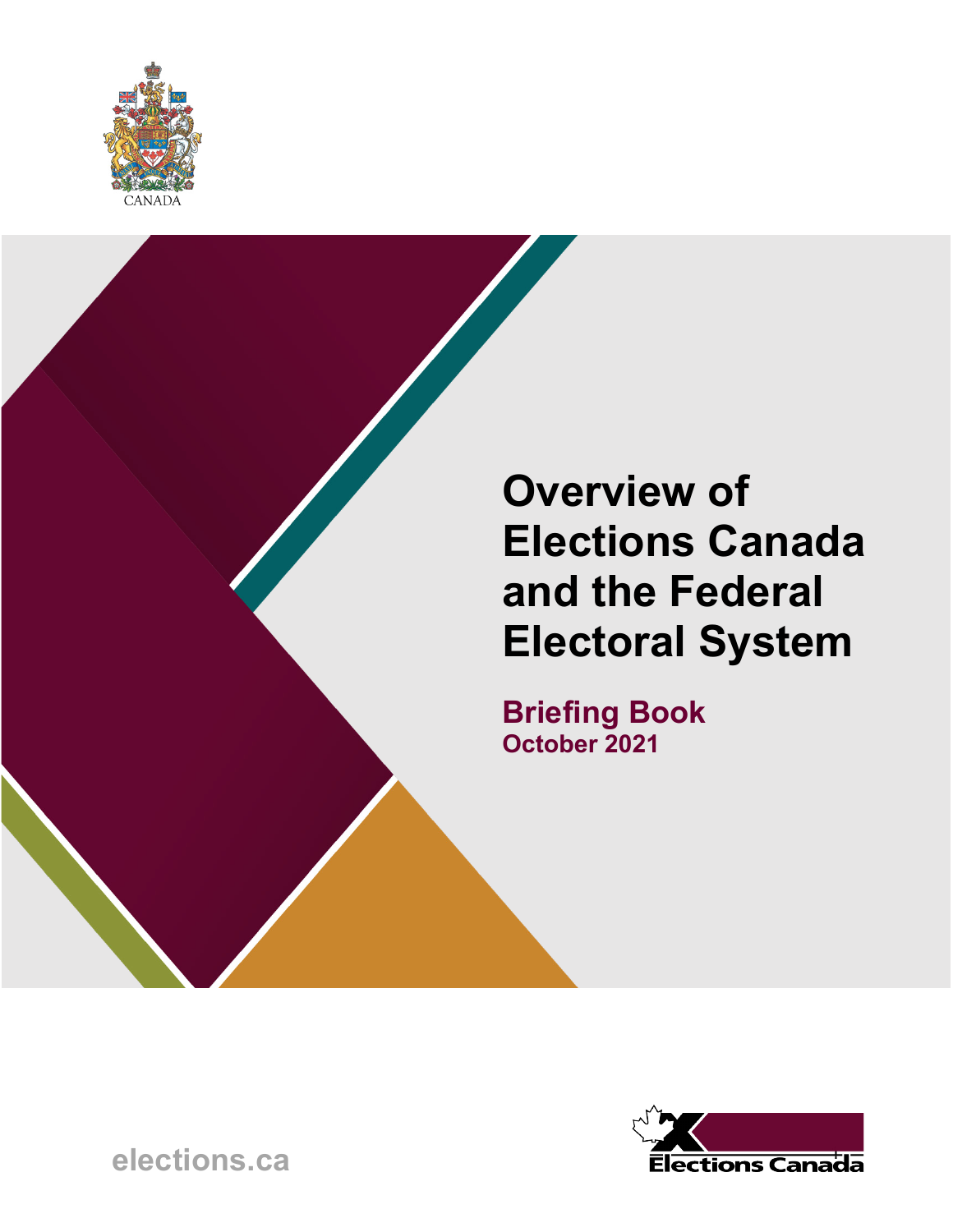CANADA

# Overview of Elections Canada and the Federal Electoral System

## Briefing Book

**October 2021**

elections.ca

Elections Canada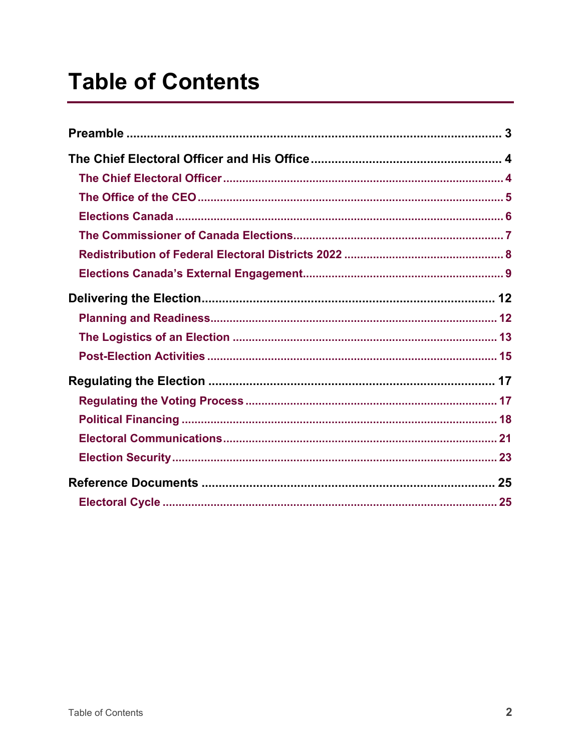# Table of Contents

**Preamble** ........ 3

**The Chief Electoral Officer and His Office** ........ 4

- **The Chief Electoral Officer** ........ 4
- **The Office of the CEO** ........ 5
- **Elections Canada** ........ 6
- **The Commissioner of Canada Elections** ........ 7
- **Redistribution of Federal Electoral Districts 2022** ........ 8
- **Elections Canada's External Engagement** ........ 9

**Delivering the Election** ........ 12

- **Planning and Readiness** ........ 12
- **The Logistics of an Election** ........ 13
- **Post-Election Activities** ........ 15

**Regulating the Election** ........ 17

- **Regulating the Voting Process** ........ 17
- **Political Financing** ........ 18
- **Electoral Communications** ........ 21
- **Election Security** ........ 23

**Reference Documents** ........ 25

- **Electoral Cycle** ........ 25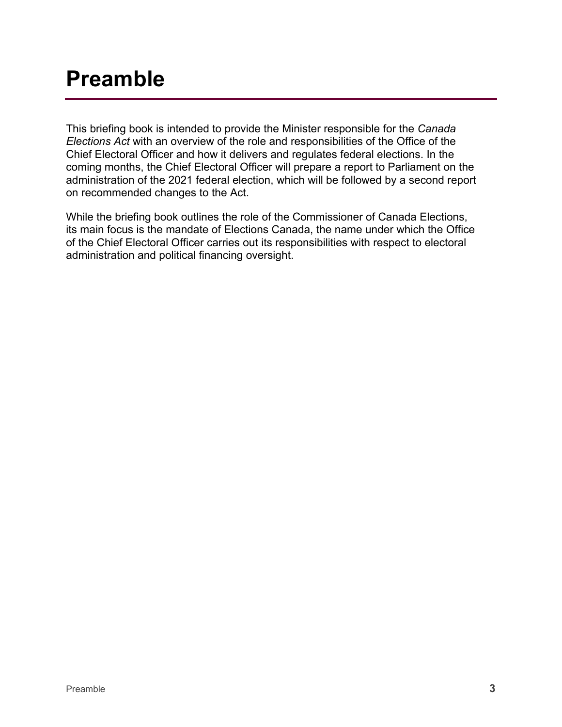# Preamble

This briefing book is intended to provide the Minister responsible for the *Canada Elections Act* with an overview of the role and responsibilities of the Office of the Chief Electoral Officer and how it delivers and regulates federal elections. In the coming months, the Chief Electoral Officer will prepare a report to Parliament on the administration of the 2021 federal election, which will be followed by a second report on recommended changes to the Act.

While the briefing book outlines the role of the Commissioner of Canada Elections, its main focus is the mandate of Elections Canada, the name under which the Office of the Chief Electoral Officer carries out its responsibilities with respect to electoral administration and political financing oversight.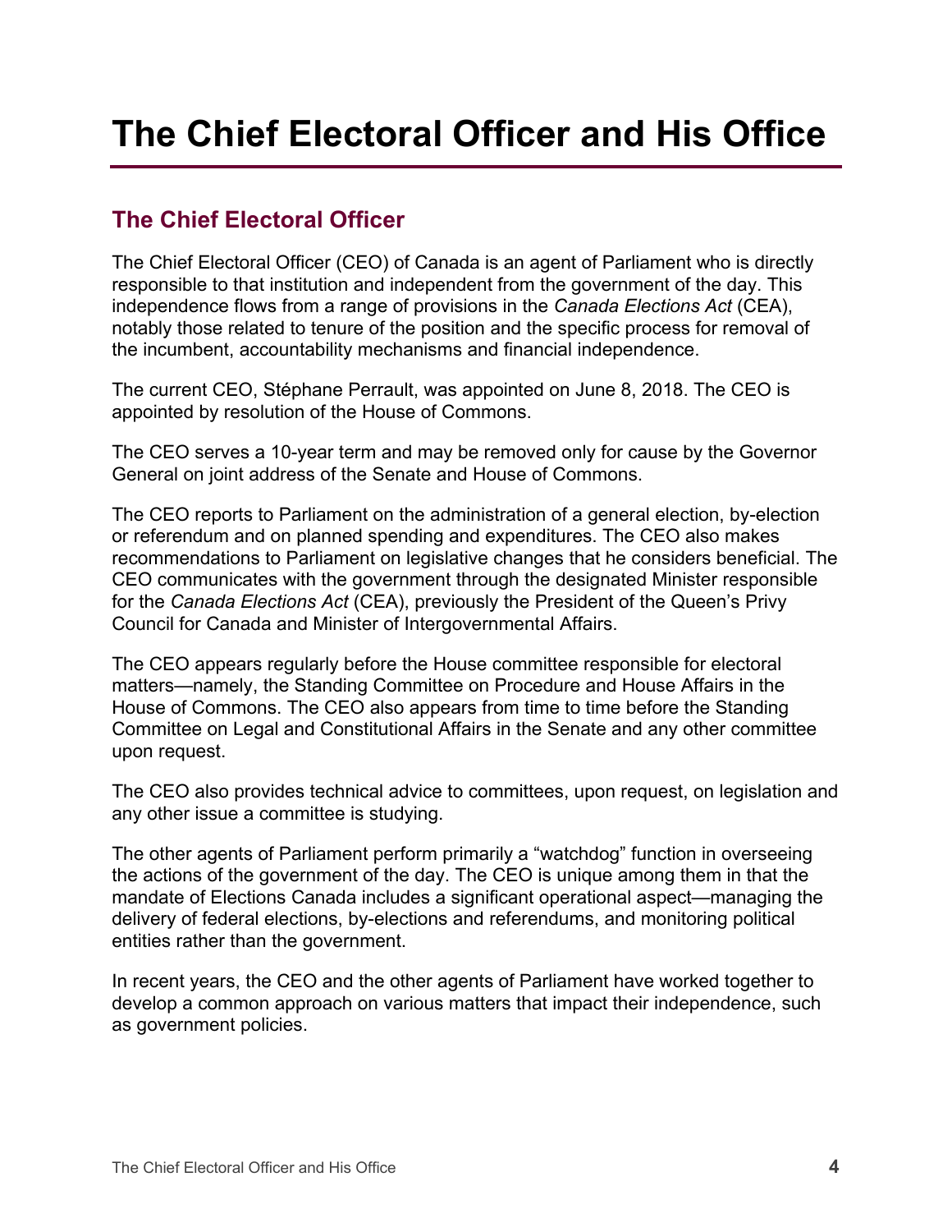# The Chief Electoral Officer and His Office

## The Chief Electoral Officer

The Chief Electoral Officer (CEO) of Canada is an agent of Parliament who is directly responsible to that institution and independent from the government of the day. This independence flows from a range of provisions in the *Canada Elections Act* (CEA), notably those related to tenure of the position and the specific process for removal of the incumbent, accountability mechanisms and financial independence.

The current CEO, Stéphane Perrault, was appointed on June 8, 2018. The CEO is appointed by resolution of the House of Commons.

The CEO serves a 10-year term and may be removed only for cause by the Governor General on joint address of the Senate and House of Commons.

The CEO reports to Parliament on the administration of a general election, by-election or referendum and on planned spending and expenditures. The CEO also makes recommendations to Parliament on legislative changes that he considers beneficial. The CEO communicates with the government through the designated Minister responsible for the *Canada Elections Act* (CEA), previously the President of the Queen's Privy Council for Canada and Minister of Intergovernmental Affairs.

The CEO appears regularly before the House committee responsible for electoral matters—namely, the Standing Committee on Procedure and House Affairs in the House of Commons. The CEO also appears from time to time before the Standing Committee on Legal and Constitutional Affairs in the Senate and any other committee upon request.

The CEO also provides technical advice to committees, upon request, on legislation and any other issue a committee is studying.

The other agents of Parliament perform primarily a "watchdog" function in overseeing the actions of the government of the day. The CEO is unique among them in that the mandate of Elections Canada includes a significant operational aspect—managing the delivery of federal elections, by-elections and referendums, and monitoring political entities rather than the government.

In recent years, the CEO and the other agents of Parliament have worked together to develop a common approach on various matters that impact their independence, such as government policies.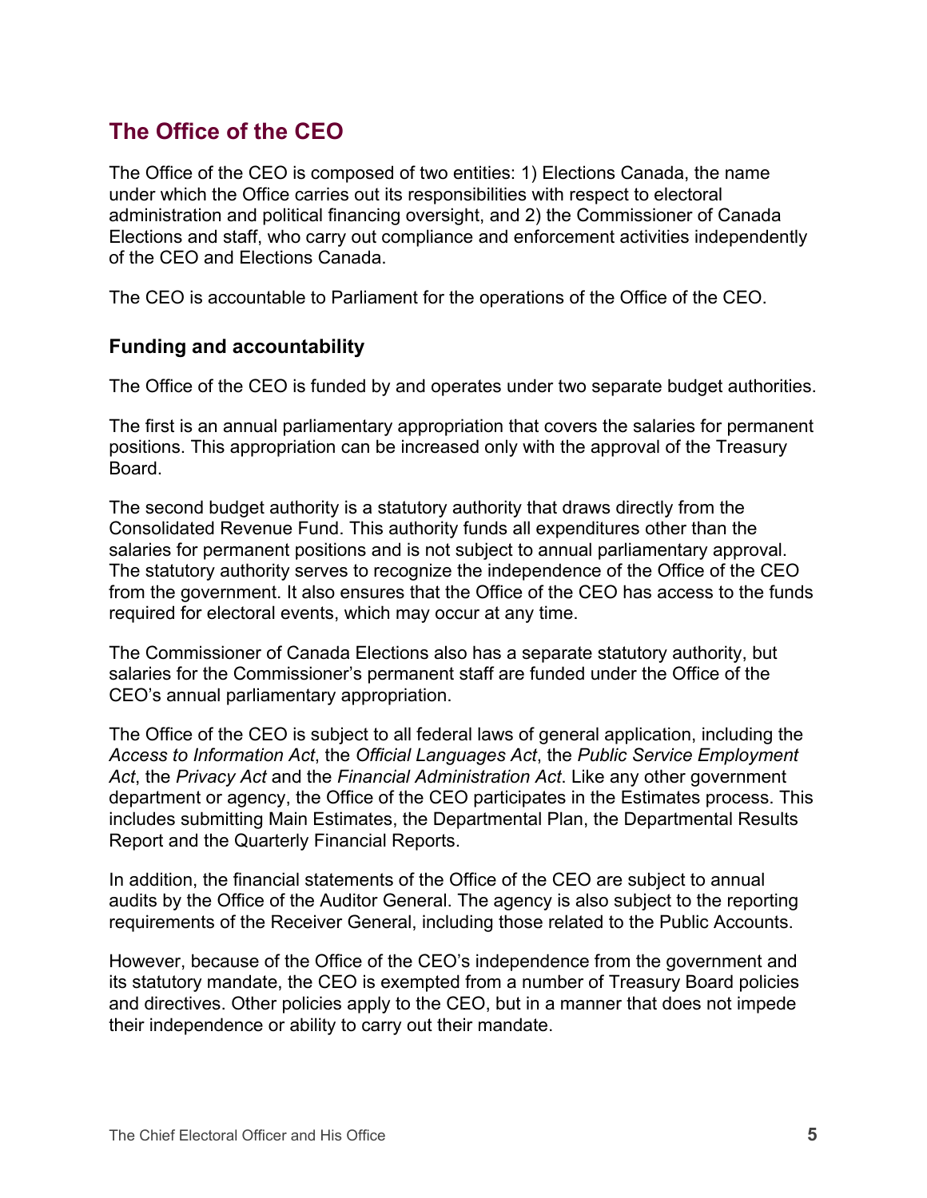## The Office of the CEO

The Office of the CEO is composed of two entities: 1) Elections Canada, the name under which the Office carries out its responsibilities with respect to electoral administration and political financing oversight, and 2) the Commissioner of Canada Elections and staff, who carry out compliance and enforcement activities independently of the CEO and Elections Canada.

The CEO is accountable to Parliament for the operations of the Office of the CEO.

### Funding and accountability

The Office of the CEO is funded by and operates under two separate budget authorities.

The first is an annual parliamentary appropriation that covers the salaries for permanent positions. This appropriation can be increased only with the approval of the Treasury Board.

The second budget authority is a statutory authority that draws directly from the Consolidated Revenue Fund. This authority funds all expenditures other than the salaries for permanent positions and is not subject to annual parliamentary approval. The statutory authority serves to recognize the independence of the Office of the CEO from the government. It also ensures that the Office of the CEO has access to the funds required for electoral events, which may occur at any time.

The Commissioner of Canada Elections also has a separate statutory authority, but salaries for the Commissioner's permanent staff are funded under the Office of the CEO's annual parliamentary appropriation.

The Office of the CEO is subject to all federal laws of general application, including the *Access to Information Act*, the *Official Languages Act*, the *Public Service Employment Act*, the *Privacy Act* and the *Financial Administration Act*. Like any other government department or agency, the Office of the CEO participates in the Estimates process. This includes submitting Main Estimates, the Departmental Plan, the Departmental Results Report and the Quarterly Financial Reports.

In addition, the financial statements of the Office of the CEO are subject to annual audits by the Office of the Auditor General. The agency is also subject to the reporting requirements of the Receiver General, including those related to the Public Accounts.

However, because of the Office of the CEO's independence from the government and its statutory mandate, the CEO is exempted from a number of Treasury Board policies and directives. Other policies apply to the CEO, but in a manner that does not impede their independence or ability to carry out their mandate.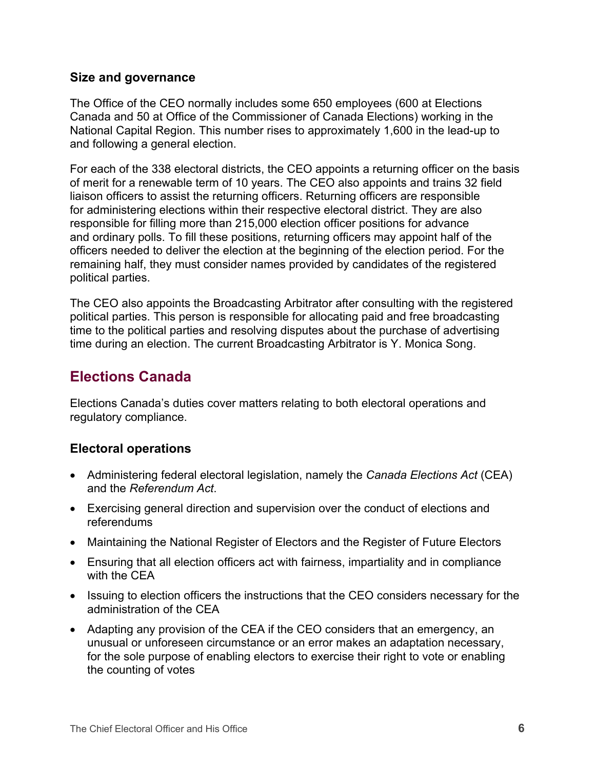### Size and governance

The Office of the CEO normally includes some 650 employees (600 at Elections Canada and 50 at Office of the Commissioner of Canada Elections) working in the National Capital Region. This number rises to approximately 1,600 in the lead-up to and following a general election.

For each of the 338 electoral districts, the CEO appoints a returning officer on the basis of merit for a renewable term of 10 years. The CEO also appoints and trains 32 field liaison officers to assist the returning officers. Returning officers are responsible for administering elections within their respective electoral district. They are also responsible for filling more than 215,000 election officer positions for advance and ordinary polls. To fill these positions, returning officers may appoint half of the officers needed to deliver the election at the beginning of the election period. For the remaining half, they must consider names provided by candidates of the registered political parties.

The CEO also appoints the Broadcasting Arbitrator after consulting with the registered political parties. This person is responsible for allocating paid and free broadcasting time to the political parties and resolving disputes about the purchase of advertising time during an election. The current Broadcasting Arbitrator is Y. Monica Song.

## Elections Canada

Elections Canada's duties cover matters relating to both electoral operations and regulatory compliance.

### Electoral operations

- Administering federal electoral legislation, namely the *Canada Elections Act* (CEA) and the *Referendum Act*.
- Exercising general direction and supervision over the conduct of elections and referendums
- Maintaining the National Register of Electors and the Register of Future Electors
- Ensuring that all election officers act with fairness, impartiality and in compliance with the CEA
- Issuing to election officers the instructions that the CEO considers necessary for the administration of the CEA
- Adapting any provision of the CEA if the CEO considers that an emergency, an unusual or unforeseen circumstance or an error makes an adaptation necessary, for the sole purpose of enabling electors to exercise their right to vote or enabling the counting of votes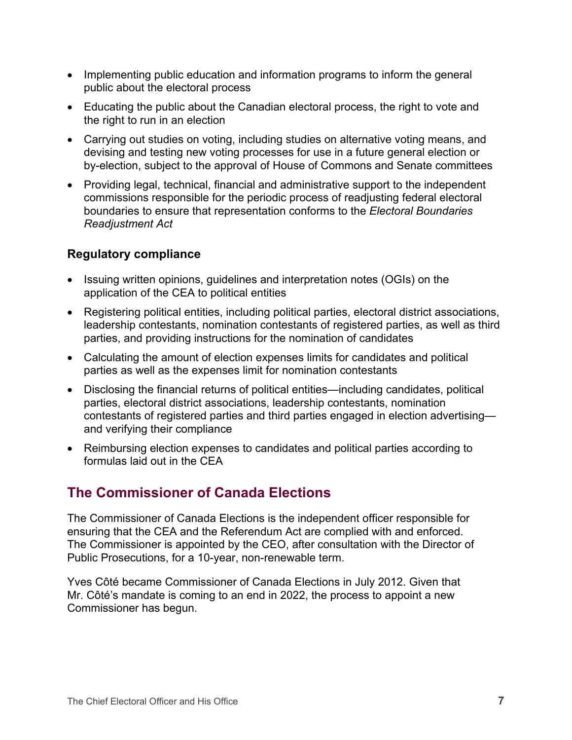- Implementing public education and information programs to inform the general public about the electoral process
- Educating the public about the Canadian electoral process, the right to vote and the right to run in an election
- Carrying out studies on voting, including studies on alternative voting means, and devising and testing new voting processes for use in a future general election or by-election, subject to the approval of House of Commons and Senate committees
- Providing legal, technical, financial and administrative support to the independent commissions responsible for the periodic process of readjusting federal electoral boundaries to ensure that representation conforms to the *Electoral Boundaries Readjustment Act*

### Regulatory compliance

- Issuing written opinions, guidelines and interpretation notes (OGIs) on the application of the CEA to political entities
- Registering political entities, including political parties, electoral district associations, leadership contestants, nomination contestants of registered parties, as well as third parties, and providing instructions for the nomination of candidates
- Calculating the amount of election expenses limits for candidates and political parties as well as the expenses limit for nomination contestants
- Disclosing the financial returns of political entities—including candidates, political parties, electoral district associations, leadership contestants, nomination contestants of registered parties and third parties engaged in election advertising—and verifying their compliance
- Reimbursing election expenses to candidates and political parties according to formulas laid out in the CEA

## The Commissioner of Canada Elections

The Commissioner of Canada Elections is the independent officer responsible for ensuring that the CEA and the Referendum Act are complied with and enforced. The Commissioner is appointed by the CEO, after consultation with the Director of Public Prosecutions, for a 10-year, non-renewable term.

Yves Côté became Commissioner of Canada Elections in July 2012. Given that Mr. Côté's mandate is coming to an end in 2022, the process to appoint a new Commissioner has begun.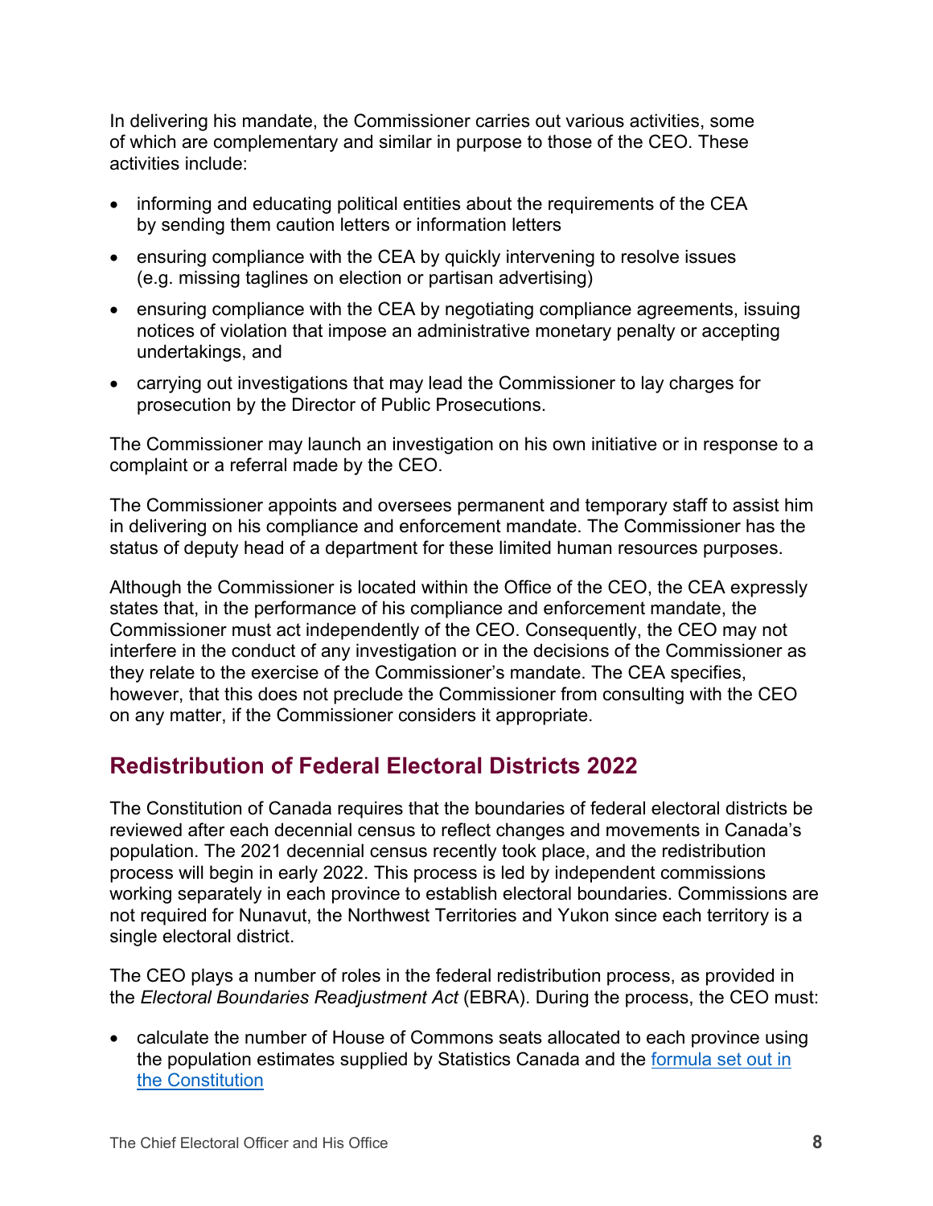In delivering his mandate, the Commissioner carries out various activities, some of which are complementary and similar in purpose to those of the CEO. These activities include:

- informing and educating political entities about the requirements of the CEA by sending them caution letters or information letters
- ensuring compliance with the CEA by quickly intervening to resolve issues (e.g. missing taglines on election or partisan advertising)
- ensuring compliance with the CEA by negotiating compliance agreements, issuing notices of violation that impose an administrative monetary penalty or accepting undertakings, and
- carrying out investigations that may lead the Commissioner to lay charges for prosecution by the Director of Public Prosecutions.

The Commissioner may launch an investigation on his own initiative or in response to a complaint or a referral made by the CEO.

The Commissioner appoints and oversees permanent and temporary staff to assist him in delivering on his compliance and enforcement mandate. The Commissioner has the status of deputy head of a department for these limited human resources purposes.

Although the Commissioner is located within the Office of the CEO, the CEA expressly states that, in the performance of his compliance and enforcement mandate, the Commissioner must act independently of the CEO. Consequently, the CEO may not interfere in the conduct of any investigation or in the decisions of the Commissioner as they relate to the exercise of the Commissioner's mandate. The CEA specifies, however, that this does not preclude the Commissioner from consulting with the CEO on any matter, if the Commissioner considers it appropriate.

## Redistribution of Federal Electoral Districts 2022

The Constitution of Canada requires that the boundaries of federal electoral districts be reviewed after each decennial census to reflect changes and movements in Canada's population. The 2021 decennial census recently took place, and the redistribution process will begin in early 2022. This process is led by independent commissions working separately in each province to establish electoral boundaries. Commissions are not required for Nunavut, the Northwest Territories and Yukon since each territory is a single electoral district.

The CEO plays a number of roles in the federal redistribution process, as provided in the *Electoral Boundaries Readjustment Act* (EBRA). During the process, the CEO must:

- calculate the number of House of Commons seats allocated to each province using the population estimates supplied by Statistics Canada and the formula set out in the Constitution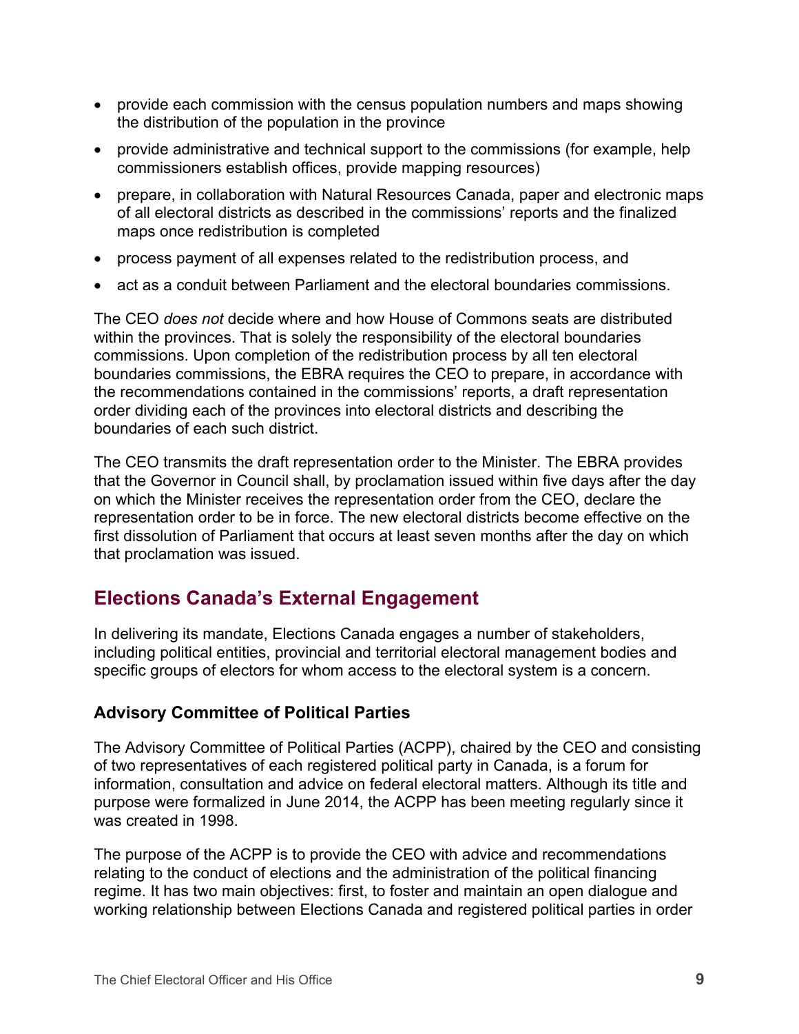- provide each commission with the census population numbers and maps showing the distribution of the population in the province
- provide administrative and technical support to the commissions (for example, help commissioners establish offices, provide mapping resources)
- prepare, in collaboration with Natural Resources Canada, paper and electronic maps of all electoral districts as described in the commissions' reports and the finalized maps once redistribution is completed
- process payment of all expenses related to the redistribution process, and
- act as a conduit between Parliament and the electoral boundaries commissions.

The CEO *does not* decide where and how House of Commons seats are distributed within the provinces. That is solely the responsibility of the electoral boundaries commissions. Upon completion of the redistribution process by all ten electoral boundaries commissions, the EBRA requires the CEO to prepare, in accordance with the recommendations contained in the commissions' reports, a draft representation order dividing each of the provinces into electoral districts and describing the boundaries of each such district.

The CEO transmits the draft representation order to the Minister. The EBRA provides that the Governor in Council shall, by proclamation issued within five days after the day on which the Minister receives the representation order from the CEO, declare the representation order to be in force. The new electoral districts become effective on the first dissolution of Parliament that occurs at least seven months after the day on which that proclamation was issued.

## Elections Canada's External Engagement

In delivering its mandate, Elections Canada engages a number of stakeholders, including political entities, provincial and territorial electoral management bodies and specific groups of electors for whom access to the electoral system is a concern.

### Advisory Committee of Political Parties

The Advisory Committee of Political Parties (ACPP), chaired by the CEO and consisting of two representatives of each registered political party in Canada, is a forum for information, consultation and advice on federal electoral matters. Although its title and purpose were formalized in June 2014, the ACPP has been meeting regularly since it was created in 1998.

The purpose of the ACPP is to provide the CEO with advice and recommendations relating to the conduct of elections and the administration of the political financing regime. It has two main objectives: first, to foster and maintain an open dialogue and working relationship between Elections Canada and registered political parties in order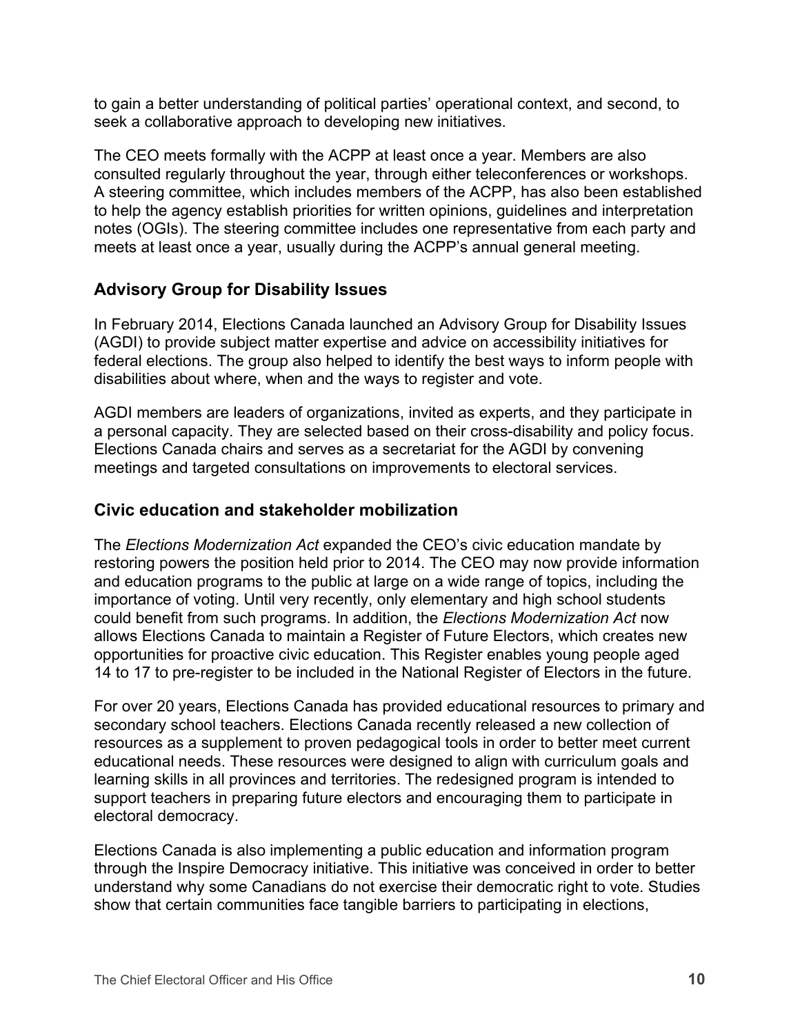to gain a better understanding of political parties' operational context, and second, to seek a collaborative approach to developing new initiatives.

The CEO meets formally with the ACPP at least once a year. Members are also consulted regularly throughout the year, through either teleconferences or workshops. A steering committee, which includes members of the ACPP, has also been established to help the agency establish priorities for written opinions, guidelines and interpretation notes (OGIs). The steering committee includes one representative from each party and meets at least once a year, usually during the ACPP's annual general meeting.

## Advisory Group for Disability Issues

In February 2014, Elections Canada launched an Advisory Group for Disability Issues (AGDI) to provide subject matter expertise and advice on accessibility initiatives for federal elections. The group also helped to identify the best ways to inform people with disabilities about where, when and the ways to register and vote.

AGDI members are leaders of organizations, invited as experts, and they participate in a personal capacity. They are selected based on their cross-disability and policy focus. Elections Canada chairs and serves as a secretariat for the AGDI by convening meetings and targeted consultations on improvements to electoral services.

## Civic education and stakeholder mobilization

The *Elections Modernization Act* expanded the CEO's civic education mandate by restoring powers the position held prior to 2014. The CEO may now provide information and education programs to the public at large on a wide range of topics, including the importance of voting. Until very recently, only elementary and high school students could benefit from such programs. In addition, the *Elections Modernization Act* now allows Elections Canada to maintain a Register of Future Electors, which creates new opportunities for proactive civic education. This Register enables young people aged 14 to 17 to pre-register to be included in the National Register of Electors in the future.

For over 20 years, Elections Canada has provided educational resources to primary and secondary school teachers. Elections Canada recently released a new collection of resources as a supplement to proven pedagogical tools in order to better meet current educational needs. These resources were designed to align with curriculum goals and learning skills in all provinces and territories. The redesigned program is intended to support teachers in preparing future electors and encouraging them to participate in electoral democracy.

Elections Canada is also implementing a public education and information program through the Inspire Democracy initiative. This initiative was conceived in order to better understand why some Canadians do not exercise their democratic right to vote. Studies show that certain communities face tangible barriers to participating in elections,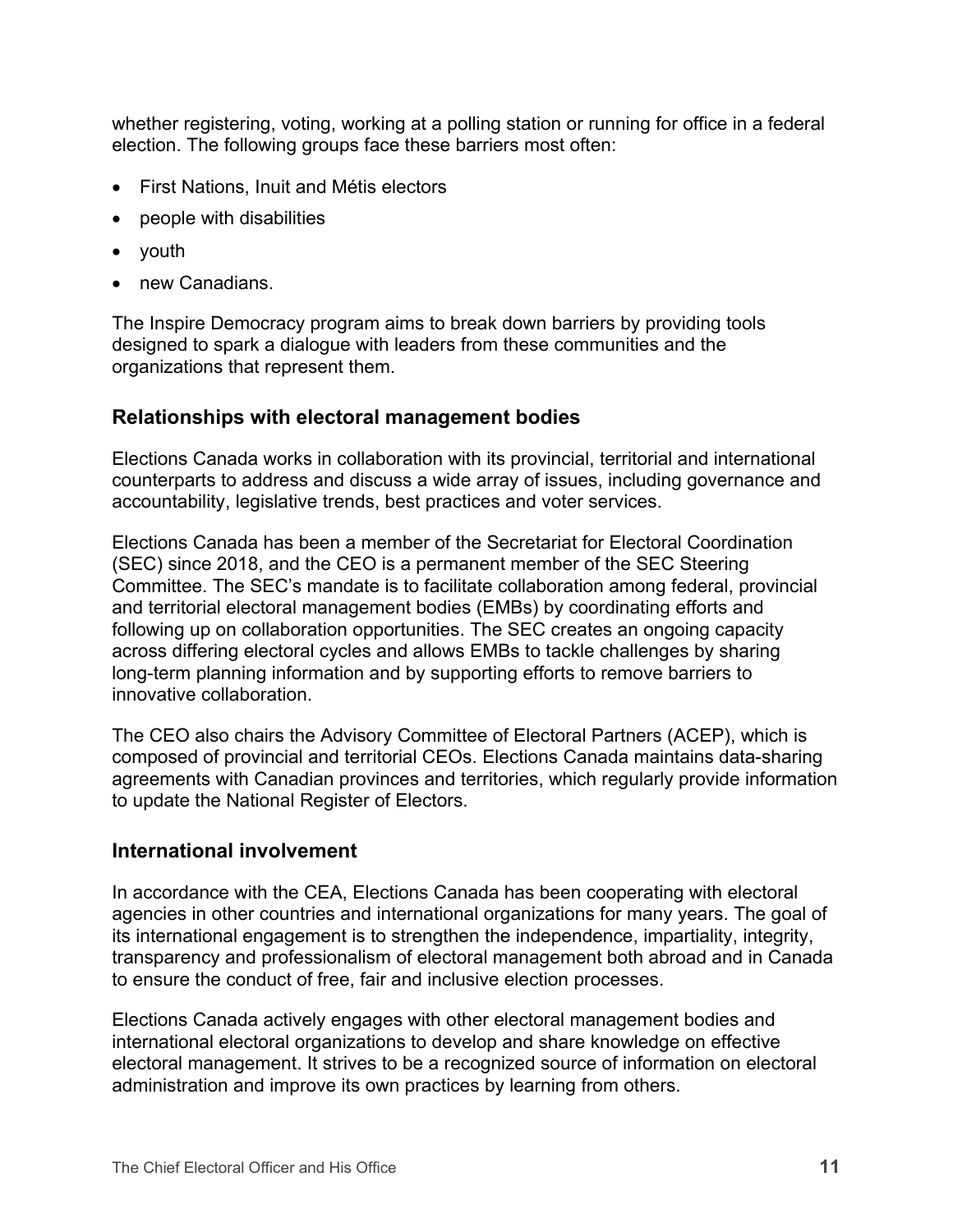whether registering, voting, working at a polling station or running for office in a federal election. The following groups face these barriers most often:

- First Nations, Inuit and Métis electors
- people with disabilities
- youth
- new Canadians.

The Inspire Democracy program aims to break down barriers by providing tools designed to spark a dialogue with leaders from these communities and the organizations that represent them.

## Relationships with electoral management bodies

Elections Canada works in collaboration with its provincial, territorial and international counterparts to address and discuss a wide array of issues, including governance and accountability, legislative trends, best practices and voter services.

Elections Canada has been a member of the Secretariat for Electoral Coordination (SEC) since 2018, and the CEO is a permanent member of the SEC Steering Committee. The SEC's mandate is to facilitate collaboration among federal, provincial and territorial electoral management bodies (EMBs) by coordinating efforts and following up on collaboration opportunities. The SEC creates an ongoing capacity across differing electoral cycles and allows EMBs to tackle challenges by sharing long-term planning information and by supporting efforts to remove barriers to innovative collaboration.

The CEO also chairs the Advisory Committee of Electoral Partners (ACEP), which is composed of provincial and territorial CEOs. Elections Canada maintains data-sharing agreements with Canadian provinces and territories, which regularly provide information to update the National Register of Electors.

## International involvement

In accordance with the CEA, Elections Canada has been cooperating with electoral agencies in other countries and international organizations for many years. The goal of its international engagement is to strengthen the independence, impartiality, integrity, transparency and professionalism of electoral management both abroad and in Canada to ensure the conduct of free, fair and inclusive election processes.

Elections Canada actively engages with other electoral management bodies and international electoral organizations to develop and share knowledge on effective electoral management. It strives to be a recognized source of information on electoral administration and improve its own practices by learning from others.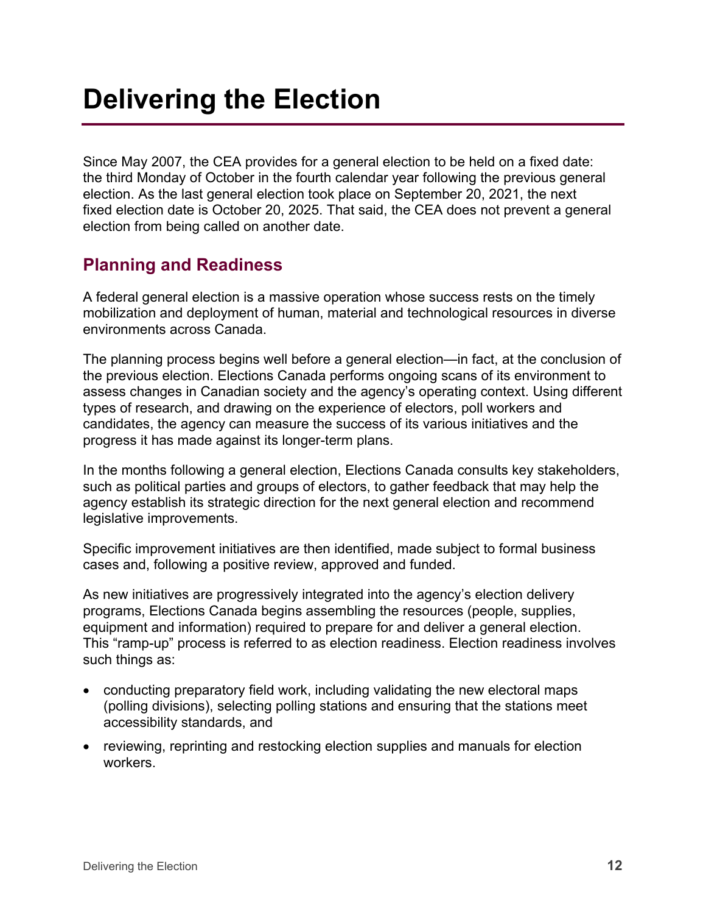# Delivering the Election

Since May 2007, the CEA provides for a general election to be held on a fixed date: the third Monday of October in the fourth calendar year following the previous general election. As the last general election took place on September 20, 2021, the next fixed election date is October 20, 2025. That said, the CEA does not prevent a general election from being called on another date.

## Planning and Readiness

A federal general election is a massive operation whose success rests on the timely mobilization and deployment of human, material and technological resources in diverse environments across Canada.

The planning process begins well before a general election—in fact, at the conclusion of the previous election. Elections Canada performs ongoing scans of its environment to assess changes in Canadian society and the agency's operating context. Using different types of research, and drawing on the experience of electors, poll workers and candidates, the agency can measure the success of its various initiatives and the progress it has made against its longer-term plans.

In the months following a general election, Elections Canada consults key stakeholders, such as political parties and groups of electors, to gather feedback that may help the agency establish its strategic direction for the next general election and recommend legislative improvements.

Specific improvement initiatives are then identified, made subject to formal business cases and, following a positive review, approved and funded.

As new initiatives are progressively integrated into the agency's election delivery programs, Elections Canada begins assembling the resources (people, supplies, equipment and information) required to prepare for and deliver a general election. This "ramp-up" process is referred to as election readiness. Election readiness involves such things as:

- conducting preparatory field work, including validating the new electoral maps (polling divisions), selecting polling stations and ensuring that the stations meet accessibility standards, and
- reviewing, reprinting and restocking election supplies and manuals for election workers.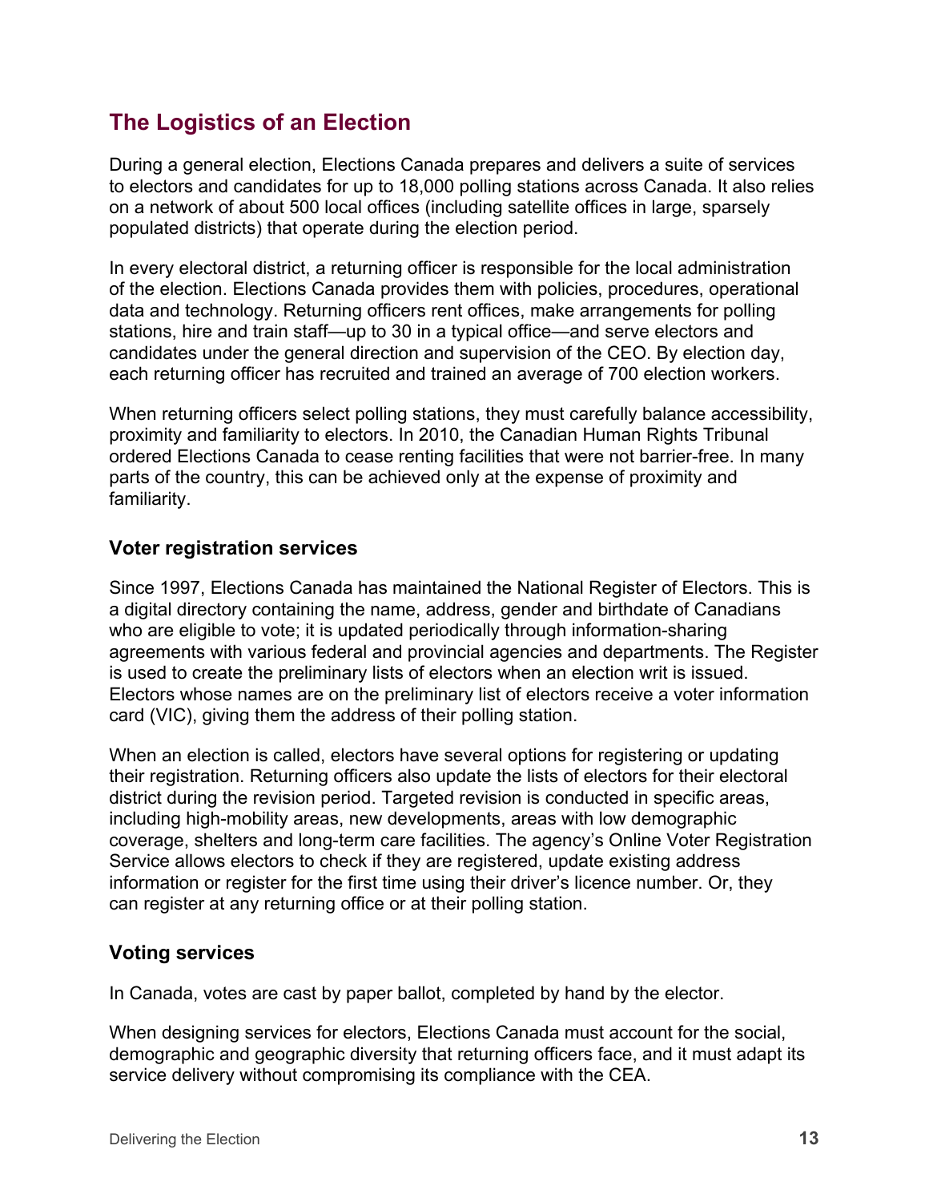## The Logistics of an Election

During a general election, Elections Canada prepares and delivers a suite of services to electors and candidates for up to 18,000 polling stations across Canada. It also relies on a network of about 500 local offices (including satellite offices in large, sparsely populated districts) that operate during the election period.

In every electoral district, a returning officer is responsible for the local administration of the election. Elections Canada provides them with policies, procedures, operational data and technology. Returning officers rent offices, make arrangements for polling stations, hire and train staff—up to 30 in a typical office—and serve electors and candidates under the general direction and supervision of the CEO. By election day, each returning officer has recruited and trained an average of 700 election workers.

When returning officers select polling stations, they must carefully balance accessibility, proximity and familiarity to electors. In 2010, the Canadian Human Rights Tribunal ordered Elections Canada to cease renting facilities that were not barrier-free. In many parts of the country, this can be achieved only at the expense of proximity and familiarity.

### Voter registration services

Since 1997, Elections Canada has maintained the National Register of Electors. This is a digital directory containing the name, address, gender and birthdate of Canadians who are eligible to vote; it is updated periodically through information-sharing agreements with various federal and provincial agencies and departments. The Register is used to create the preliminary lists of electors when an election writ is issued. Electors whose names are on the preliminary list of electors receive a voter information card (VIC), giving them the address of their polling station.

When an election is called, electors have several options for registering or updating their registration. Returning officers also update the lists of electors for their electoral district during the revision period. Targeted revision is conducted in specific areas, including high-mobility areas, new developments, areas with low demographic coverage, shelters and long-term care facilities. The agency's Online Voter Registration Service allows electors to check if they are registered, update existing address information or register for the first time using their driver's licence number. Or, they can register at any returning office or at their polling station.

### Voting services

In Canada, votes are cast by paper ballot, completed by hand by the elector.

When designing services for electors, Elections Canada must account for the social, demographic and geographic diversity that returning officers face, and it must adapt its service delivery without compromising its compliance with the CEA.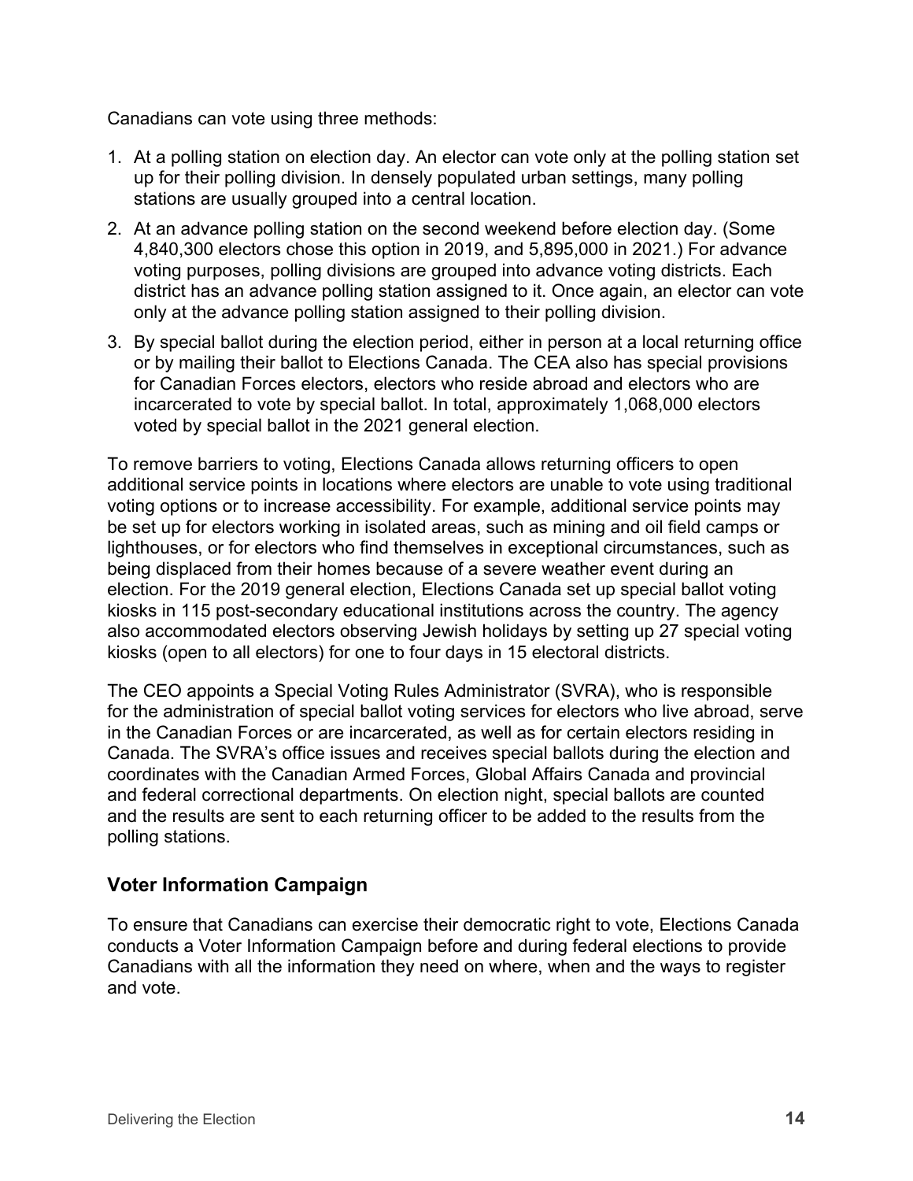Canadians can vote using three methods:

1. At a polling station on election day. An elector can vote only at the polling station set up for their polling division. In densely populated urban settings, many polling stations are usually grouped into a central location.
2. At an advance polling station on the second weekend before election day. (Some 4,840,300 electors chose this option in 2019, and 5,895,000 in 2021.) For advance voting purposes, polling divisions are grouped into advance voting districts. Each district has an advance polling station assigned to it. Once again, an elector can vote only at the advance polling station assigned to their polling division.
3. By special ballot during the election period, either in person at a local returning office or by mailing their ballot to Elections Canada. The CEA also has special provisions for Canadian Forces electors, electors who reside abroad and electors who are incarcerated to vote by special ballot. In total, approximately 1,068,000 electors voted by special ballot in the 2021 general election.

To remove barriers to voting, Elections Canada allows returning officers to open additional service points in locations where electors are unable to vote using traditional voting options or to increase accessibility. For example, additional service points may be set up for electors working in isolated areas, such as mining and oil field camps or lighthouses, or for electors who find themselves in exceptional circumstances, such as being displaced from their homes because of a severe weather event during an election. For the 2019 general election, Elections Canada set up special ballot voting kiosks in 115 post-secondary educational institutions across the country. The agency also accommodated electors observing Jewish holidays by setting up 27 special voting kiosks (open to all electors) for one to four days in 15 electoral districts.

The CEO appoints a Special Voting Rules Administrator (SVRA), who is responsible for the administration of special ballot voting services for electors who live abroad, serve in the Canadian Forces or are incarcerated, as well as for certain electors residing in Canada. The SVRA's office issues and receives special ballots during the election and coordinates with the Canadian Armed Forces, Global Affairs Canada and provincial and federal correctional departments. On election night, special ballots are counted and the results are sent to each returning officer to be added to the results from the polling stations.

## Voter Information Campaign

To ensure that Canadians can exercise their democratic right to vote, Elections Canada conducts a Voter Information Campaign before and during federal elections to provide Canadians with all the information they need on where, when and the ways to register and vote.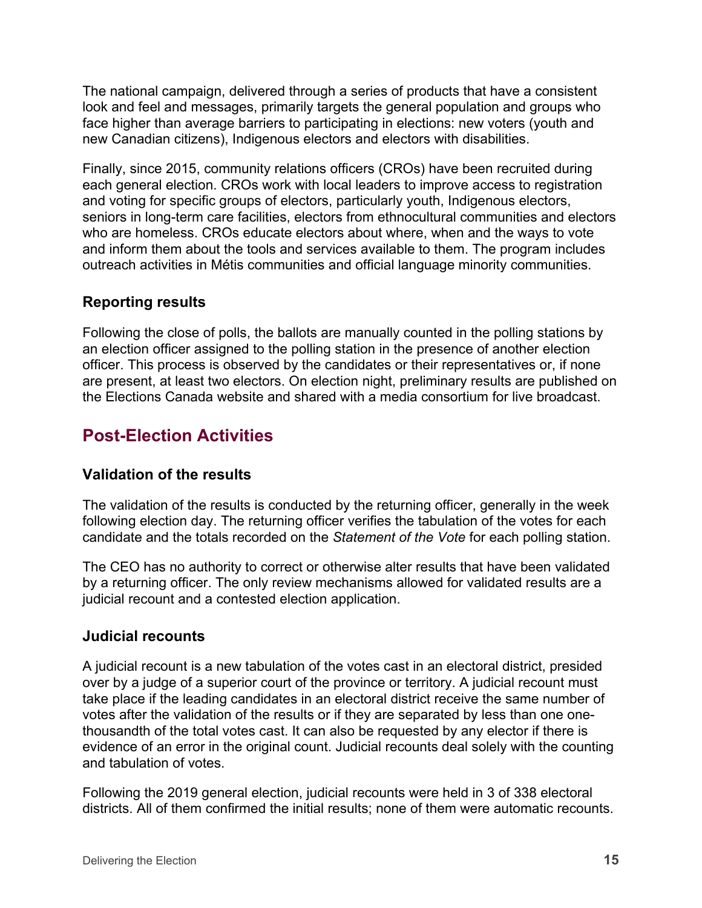The national campaign, delivered through a series of products that have a consistent look and feel and messages, primarily targets the general population and groups who face higher than average barriers to participating in elections: new voters (youth and new Canadian citizens), Indigenous electors and electors with disabilities.

Finally, since 2015, community relations officers (CROs) have been recruited during each general election. CROs work with local leaders to improve access to registration and voting for specific groups of electors, particularly youth, Indigenous electors, seniors in long-term care facilities, electors from ethnocultural communities and electors who are homeless. CROs educate electors about where, when and the ways to vote and inform them about the tools and services available to them. The program includes outreach activities in Métis communities and official language minority communities.

### Reporting results

Following the close of polls, the ballots are manually counted in the polling stations by an election officer assigned to the polling station in the presence of another election officer. This process is observed by the candidates or their representatives or, if none are present, at least two electors. On election night, preliminary results are published on the Elections Canada website and shared with a media consortium for live broadcast.

## Post-Election Activities

### Validation of the results

The validation of the results is conducted by the returning officer, generally in the week following election day. The returning officer verifies the tabulation of the votes for each candidate and the totals recorded on the *Statement of the Vote* for each polling station.

The CEO has no authority to correct or otherwise alter results that have been validated by a returning officer. The only review mechanisms allowed for validated results are a judicial recount and a contested election application.

### Judicial recounts

A judicial recount is a new tabulation of the votes cast in an electoral district, presided over by a judge of a superior court of the province or territory. A judicial recount must take place if the leading candidates in an electoral district receive the same number of votes after the validation of the results or if they are separated by less than one one-thousandth of the total votes cast. It can also be requested by any elector if there is evidence of an error in the original count. Judicial recounts deal solely with the counting and tabulation of votes.

Following the 2019 general election, judicial recounts were held in 3 of 338 electoral districts. All of them confirmed the initial results; none of them were automatic recounts.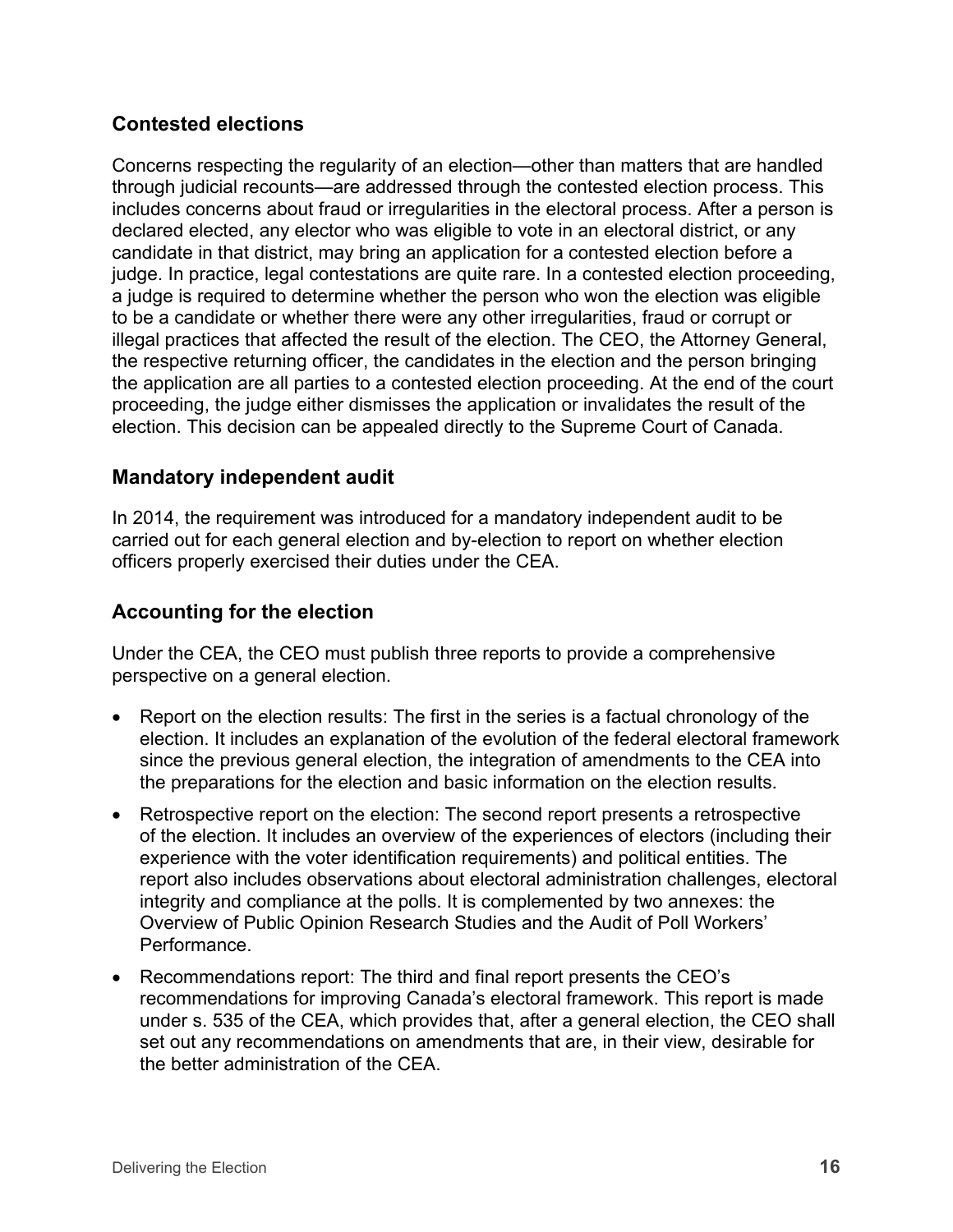## Contested elections

Concerns respecting the regularity of an election—other than matters that are handled through judicial recounts—are addressed through the contested election process. This includes concerns about fraud or irregularities in the electoral process. After a person is declared elected, any elector who was eligible to vote in an electoral district, or any candidate in that district, may bring an application for a contested election before a judge. In practice, legal contestations are quite rare. In a contested election proceeding, a judge is required to determine whether the person who won the election was eligible to be a candidate or whether there were any other irregularities, fraud or corrupt or illegal practices that affected the result of the election. The CEO, the Attorney General, the respective returning officer, the candidates in the election and the person bringing the application are all parties to a contested election proceeding. At the end of the court proceeding, the judge either dismisses the application or invalidates the result of the election. This decision can be appealed directly to the Supreme Court of Canada.

## Mandatory independent audit

In 2014, the requirement was introduced for a mandatory independent audit to be carried out for each general election and by-election to report on whether election officers properly exercised their duties under the CEA.

## Accounting for the election

Under the CEA, the CEO must publish three reports to provide a comprehensive perspective on a general election.

- Report on the election results: The first in the series is a factual chronology of the election. It includes an explanation of the evolution of the federal electoral framework since the previous general election, the integration of amendments to the CEA into the preparations for the election and basic information on the election results.
- Retrospective report on the election: The second report presents a retrospective of the election. It includes an overview of the experiences of electors (including their experience with the voter identification requirements) and political entities. The report also includes observations about electoral administration challenges, electoral integrity and compliance at the polls. It is complemented by two annexes: the Overview of Public Opinion Research Studies and the Audit of Poll Workers' Performance.
- Recommendations report: The third and final report presents the CEO's recommendations for improving Canada's electoral framework. This report is made under s. 535 of the CEA, which provides that, after a general election, the CEO shall set out any recommendations on amendments that are, in their view, desirable for the better administration of the CEA.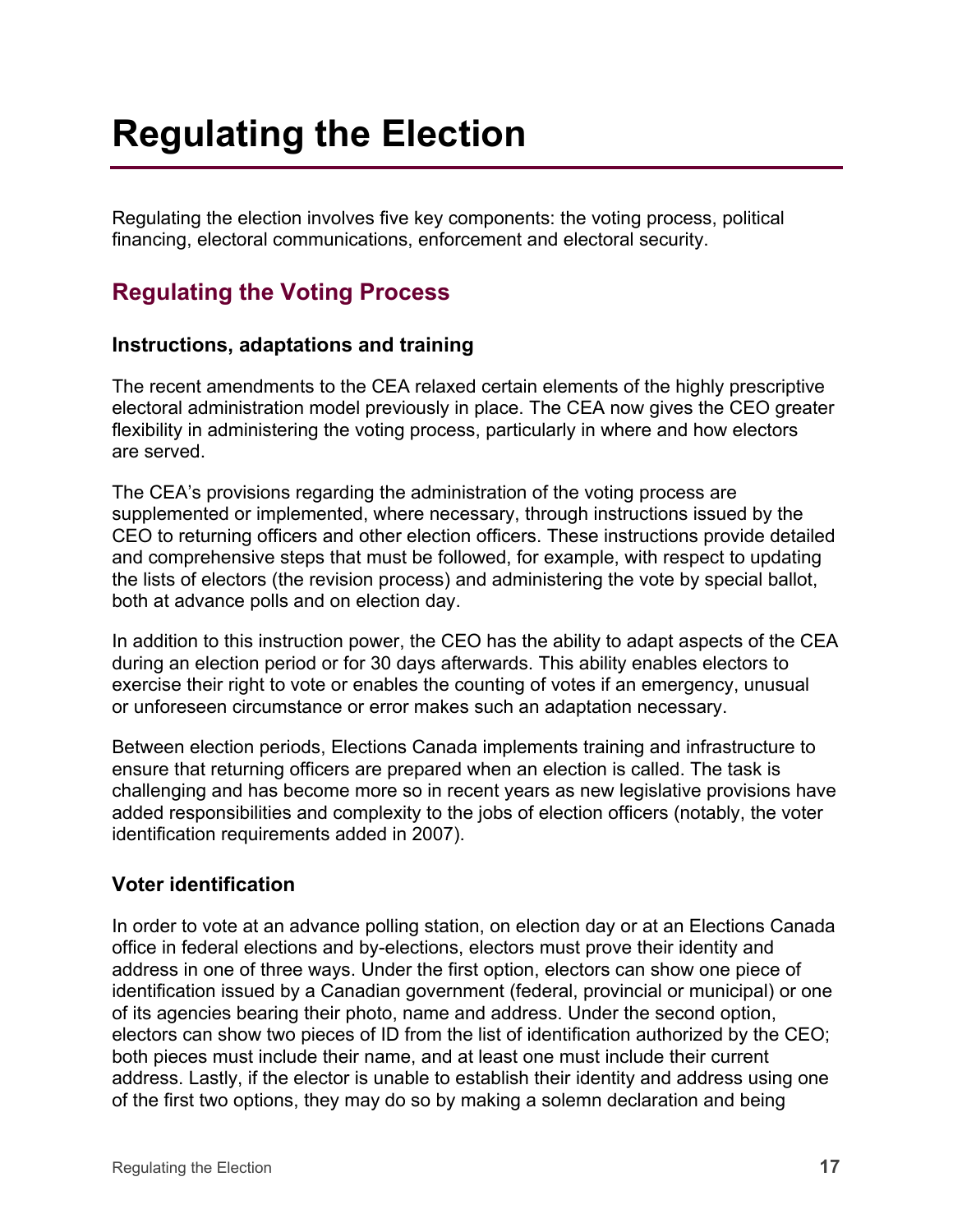# Regulating the Election

Regulating the election involves five key components: the voting process, political financing, electoral communications, enforcement and electoral security.

## Regulating the Voting Process

### Instructions, adaptations and training

The recent amendments to the CEA relaxed certain elements of the highly prescriptive electoral administration model previously in place. The CEA now gives the CEO greater flexibility in administering the voting process, particularly in where and how electors are served.

The CEA's provisions regarding the administration of the voting process are supplemented or implemented, where necessary, through instructions issued by the CEO to returning officers and other election officers. These instructions provide detailed and comprehensive steps that must be followed, for example, with respect to updating the lists of electors (the revision process) and administering the vote by special ballot, both at advance polls and on election day.

In addition to this instruction power, the CEO has the ability to adapt aspects of the CEA during an election period or for 30 days afterwards. This ability enables electors to exercise their right to vote or enables the counting of votes if an emergency, unusual or unforeseen circumstance or error makes such an adaptation necessary.

Between election periods, Elections Canada implements training and infrastructure to ensure that returning officers are prepared when an election is called. The task is challenging and has become more so in recent years as new legislative provisions have added responsibilities and complexity to the jobs of election officers (notably, the voter identification requirements added in 2007).

### Voter identification

In order to vote at an advance polling station, on election day or at an Elections Canada office in federal elections and by-elections, electors must prove their identity and address in one of three ways. Under the first option, electors can show one piece of identification issued by a Canadian government (federal, provincial or municipal) or one of its agencies bearing their photo, name and address. Under the second option, electors can show two pieces of ID from the list of identification authorized by the CEO; both pieces must include their name, and at least one must include their current address. Lastly, if the elector is unable to establish their identity and address using one of the first two options, they may do so by making a solemn declaration and being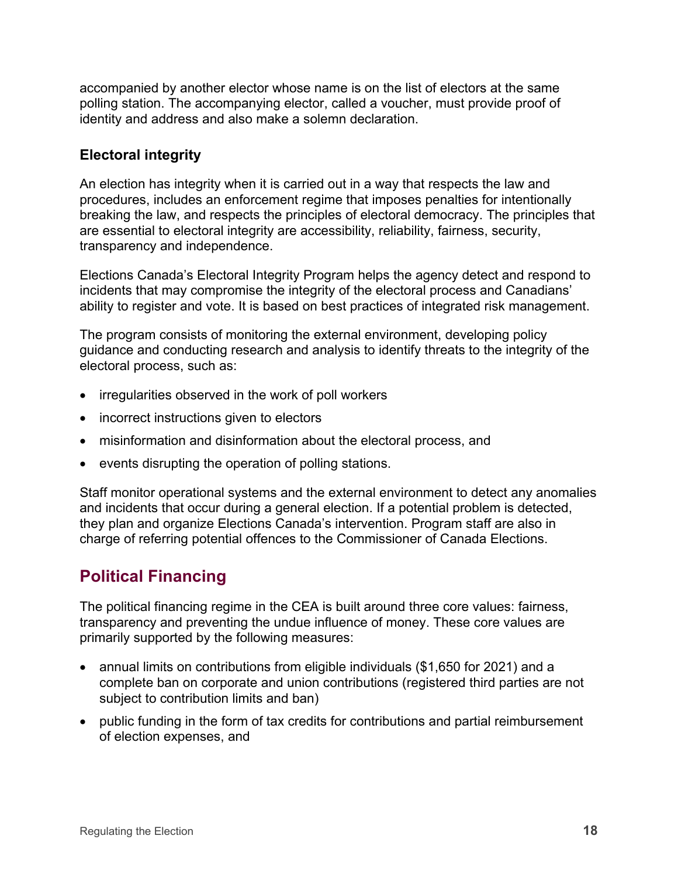accompanied by another elector whose name is on the list of electors at the same polling station. The accompanying elector, called a voucher, must provide proof of identity and address and also make a solemn declaration.

### Electoral integrity

An election has integrity when it is carried out in a way that respects the law and procedures, includes an enforcement regime that imposes penalties for intentionally breaking the law, and respects the principles of electoral democracy. The principles that are essential to electoral integrity are accessibility, reliability, fairness, security, transparency and independence.

Elections Canada's Electoral Integrity Program helps the agency detect and respond to incidents that may compromise the integrity of the electoral process and Canadians' ability to register and vote. It is based on best practices of integrated risk management.

The program consists of monitoring the external environment, developing policy guidance and conducting research and analysis to identify threats to the integrity of the electoral process, such as:

- irregularities observed in the work of poll workers
- incorrect instructions given to electors
- misinformation and disinformation about the electoral process, and
- events disrupting the operation of polling stations.

Staff monitor operational systems and the external environment to detect any anomalies and incidents that occur during a general election. If a potential problem is detected, they plan and organize Elections Canada's intervention. Program staff are also in charge of referring potential offences to the Commissioner of Canada Elections.

## Political Financing

The political financing regime in the CEA is built around three core values: fairness, transparency and preventing the undue influence of money. These core values are primarily supported by the following measures:

- annual limits on contributions from eligible individuals ($1,650 for 2021) and a complete ban on corporate and union contributions (registered third parties are not subject to contribution limits and ban)
- public funding in the form of tax credits for contributions and partial reimbursement of election expenses, and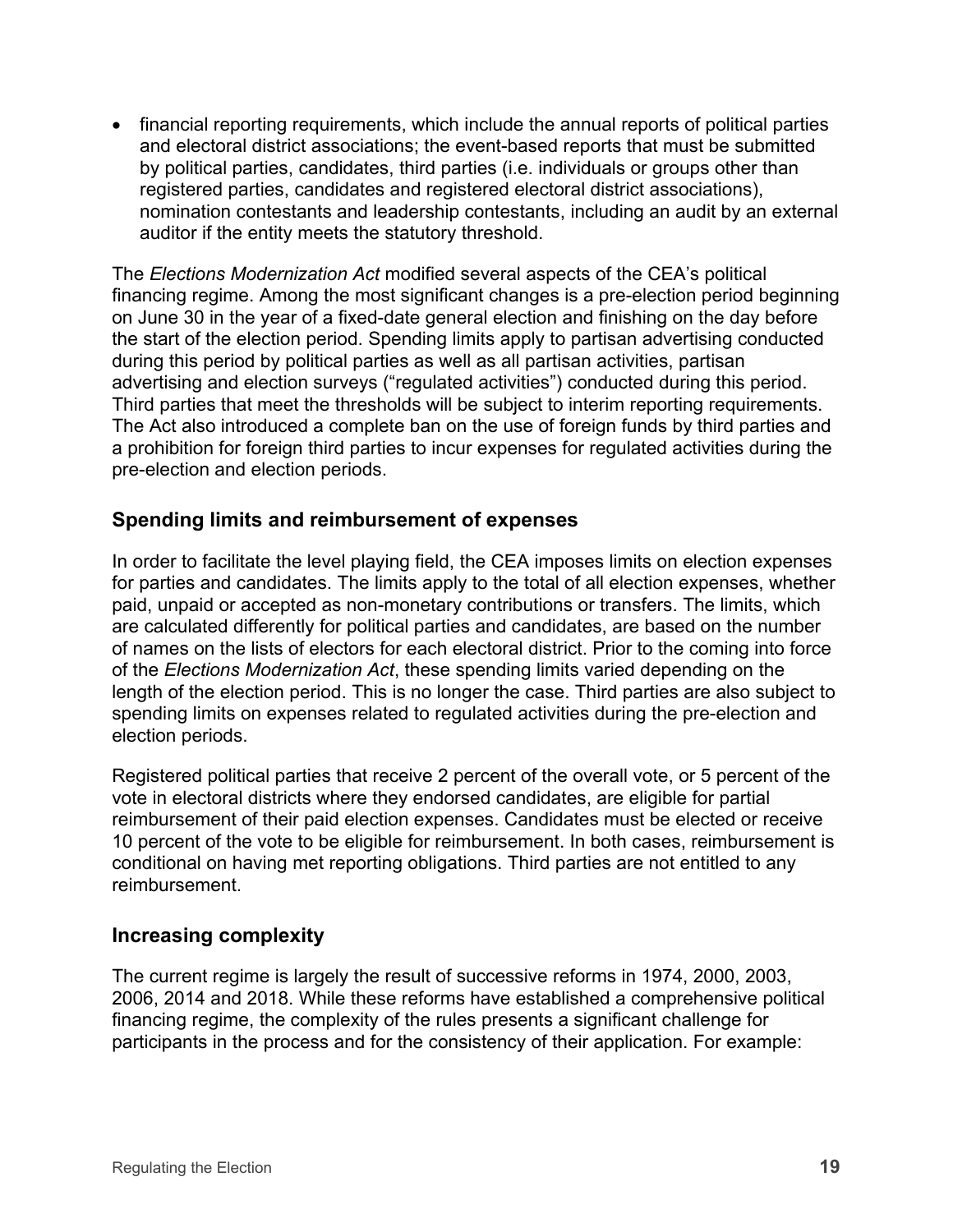- financial reporting requirements, which include the annual reports of political parties and electoral district associations; the event-based reports that must be submitted by political parties, candidates, third parties (i.e. individuals or groups other than registered parties, candidates and registered electoral district associations), nomination contestants and leadership contestants, including an audit by an external auditor if the entity meets the statutory threshold.

The *Elections Modernization Act* modified several aspects of the CEA's political financing regime. Among the most significant changes is a pre-election period beginning on June 30 in the year of a fixed-date general election and finishing on the day before the start of the election period. Spending limits apply to partisan advertising conducted during this period by political parties as well as all partisan activities, partisan advertising and election surveys ("regulated activities") conducted during this period. Third parties that meet the thresholds will be subject to interim reporting requirements. The Act also introduced a complete ban on the use of foreign funds by third parties and a prohibition for foreign third parties to incur expenses for regulated activities during the pre-election and election periods.

## Spending limits and reimbursement of expenses

In order to facilitate the level playing field, the CEA imposes limits on election expenses for parties and candidates. The limits apply to the total of all election expenses, whether paid, unpaid or accepted as non-monetary contributions or transfers. The limits, which are calculated differently for political parties and candidates, are based on the number of names on the lists of electors for each electoral district. Prior to the coming into force of the *Elections Modernization Act*, these spending limits varied depending on the length of the election period. This is no longer the case. Third parties are also subject to spending limits on expenses related to regulated activities during the pre-election and election periods.

Registered political parties that receive 2 percent of the overall vote, or 5 percent of the vote in electoral districts where they endorsed candidates, are eligible for partial reimbursement of their paid election expenses. Candidates must be elected or receive 10 percent of the vote to be eligible for reimbursement. In both cases, reimbursement is conditional on having met reporting obligations. Third parties are not entitled to any reimbursement.

## Increasing complexity

The current regime is largely the result of successive reforms in 1974, 2000, 2003, 2006, 2014 and 2018. While these reforms have established a comprehensive political financing regime, the complexity of the rules presents a significant challenge for participants in the process and for the consistency of their application. For example: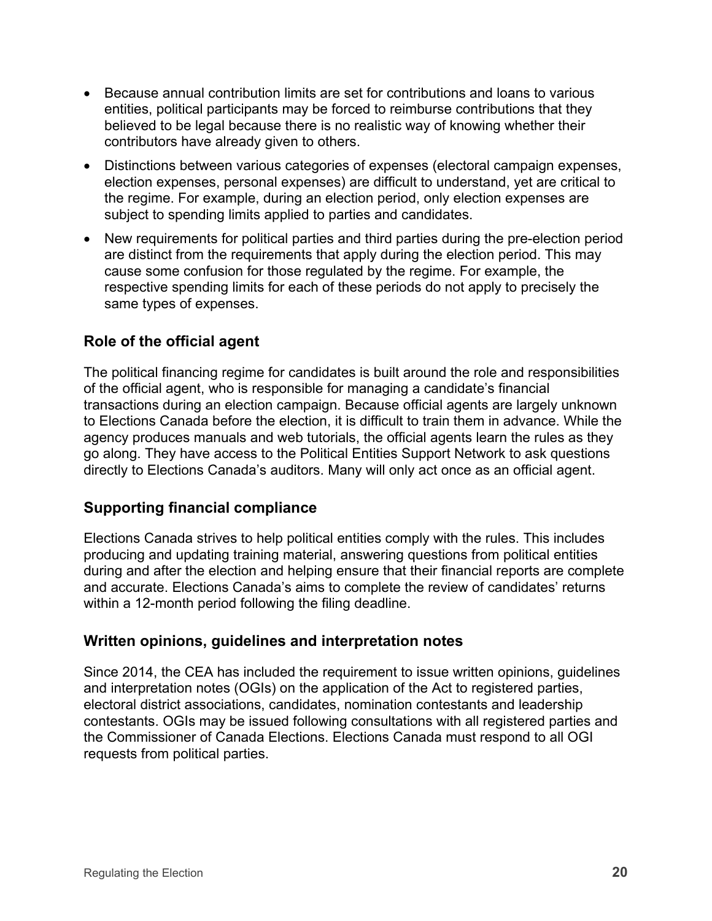- Because annual contribution limits are set for contributions and loans to various entities, political participants may be forced to reimburse contributions that they believed to be legal because there is no realistic way of knowing whether their contributors have already given to others.
- Distinctions between various categories of expenses (electoral campaign expenses, election expenses, personal expenses) are difficult to understand, yet are critical to the regime. For example, during an election period, only election expenses are subject to spending limits applied to parties and candidates.
- New requirements for political parties and third parties during the pre-election period are distinct from the requirements that apply during the election period. This may cause some confusion for those regulated by the regime. For example, the respective spending limits for each of these periods do not apply to precisely the same types of expenses.

## Role of the official agent

The political financing regime for candidates is built around the role and responsibilities of the official agent, who is responsible for managing a candidate's financial transactions during an election campaign. Because official agents are largely unknown to Elections Canada before the election, it is difficult to train them in advance. While the agency produces manuals and web tutorials, the official agents learn the rules as they go along. They have access to the Political Entities Support Network to ask questions directly to Elections Canada's auditors. Many will only act once as an official agent.

## Supporting financial compliance

Elections Canada strives to help political entities comply with the rules. This includes producing and updating training material, answering questions from political entities during and after the election and helping ensure that their financial reports are complete and accurate. Elections Canada's aims to complete the review of candidates' returns within a 12-month period following the filing deadline.

## Written opinions, guidelines and interpretation notes

Since 2014, the CEA has included the requirement to issue written opinions, guidelines and interpretation notes (OGIs) on the application of the Act to registered parties, electoral district associations, candidates, nomination contestants and leadership contestants. OGIs may be issued following consultations with all registered parties and the Commissioner of Canada Elections. Elections Canada must respond to all OGI requests from political parties.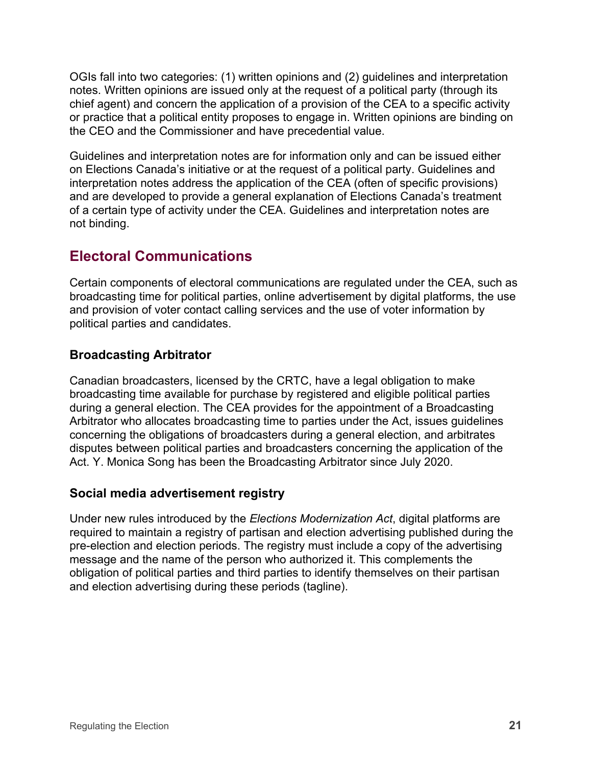OGIs fall into two categories: (1) written opinions and (2) guidelines and interpretation notes. Written opinions are issued only at the request of a political party (through its chief agent) and concern the application of a provision of the CEA to a specific activity or practice that a political entity proposes to engage in. Written opinions are binding on the CEO and the Commissioner and have precedential value.

Guidelines and interpretation notes are for information only and can be issued either on Elections Canada's initiative or at the request of a political party. Guidelines and interpretation notes address the application of the CEA (often of specific provisions) and are developed to provide a general explanation of Elections Canada's treatment of a certain type of activity under the CEA. Guidelines and interpretation notes are not binding.

## Electoral Communications

Certain components of electoral communications are regulated under the CEA, such as broadcasting time for political parties, online advertisement by digital platforms, the use and provision of voter contact calling services and the use of voter information by political parties and candidates.

### Broadcasting Arbitrator

Canadian broadcasters, licensed by the CRTC, have a legal obligation to make broadcasting time available for purchase by registered and eligible political parties during a general election. The CEA provides for the appointment of a Broadcasting Arbitrator who allocates broadcasting time to parties under the Act, issues guidelines concerning the obligations of broadcasters during a general election, and arbitrates disputes between political parties and broadcasters concerning the application of the Act. Y. Monica Song has been the Broadcasting Arbitrator since July 2020.

### Social media advertisement registry

Under new rules introduced by the *Elections Modernization Act*, digital platforms are required to maintain a registry of partisan and election advertising published during the pre-election and election periods. The registry must include a copy of the advertising message and the name of the person who authorized it. This complements the obligation of political parties and third parties to identify themselves on their partisan and election advertising during these periods (tagline).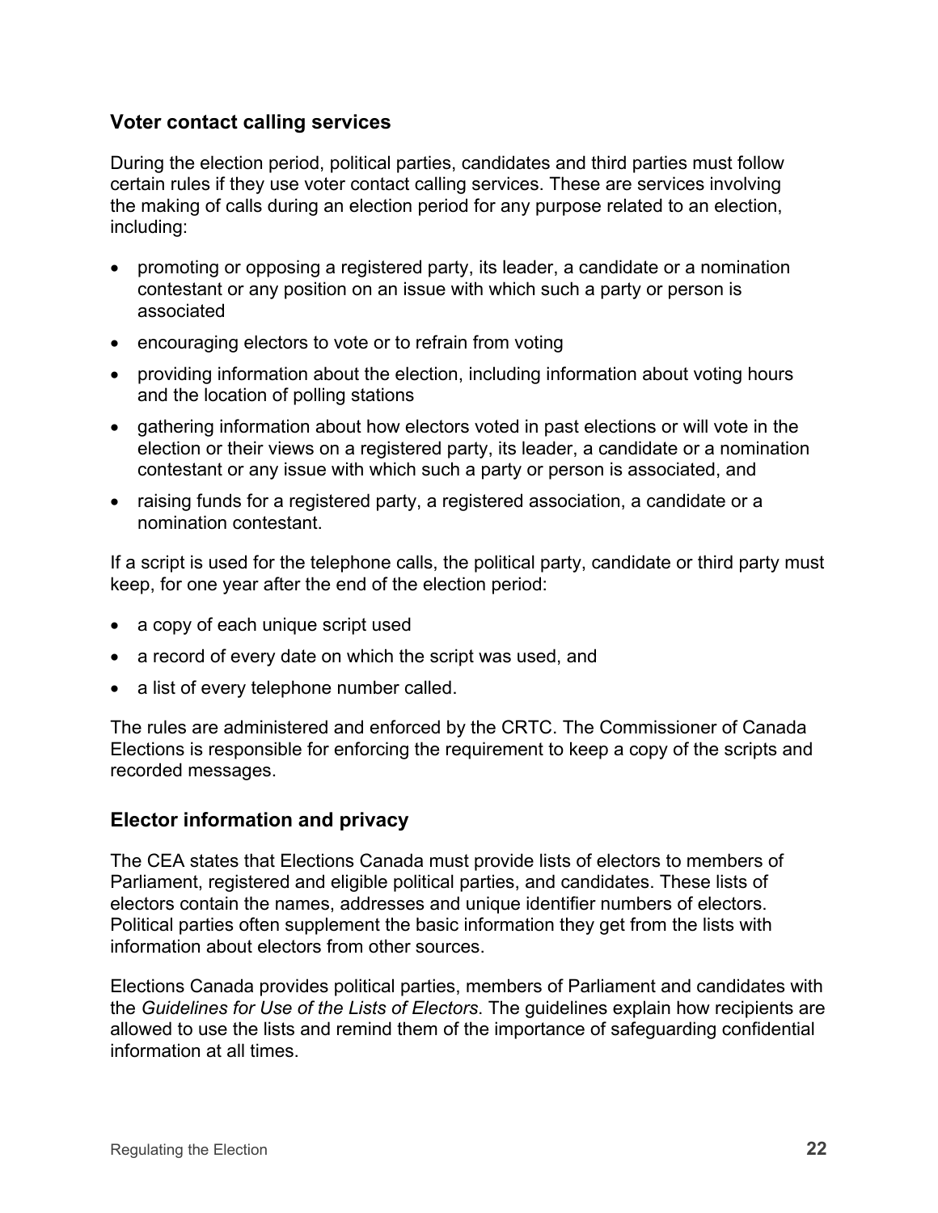## Voter contact calling services

During the election period, political parties, candidates and third parties must follow certain rules if they use voter contact calling services. These are services involving the making of calls during an election period for any purpose related to an election, including:

- promoting or opposing a registered party, its leader, a candidate or a nomination contestant or any position on an issue with which such a party or person is associated
- encouraging electors to vote or to refrain from voting
- providing information about the election, including information about voting hours and the location of polling stations
- gathering information about how electors voted in past elections or will vote in the election or their views on a registered party, its leader, a candidate or a nomination contestant or any issue with which such a party or person is associated, and
- raising funds for a registered party, a registered association, a candidate or a nomination contestant.

If a script is used for the telephone calls, the political party, candidate or third party must keep, for one year after the end of the election period:

- a copy of each unique script used
- a record of every date on which the script was used, and
- a list of every telephone number called.

The rules are administered and enforced by the CRTC. The Commissioner of Canada Elections is responsible for enforcing the requirement to keep a copy of the scripts and recorded messages.

## Elector information and privacy

The CEA states that Elections Canada must provide lists of electors to members of Parliament, registered and eligible political parties, and candidates. These lists of electors contain the names, addresses and unique identifier numbers of electors. Political parties often supplement the basic information they get from the lists with information about electors from other sources.

Elections Canada provides political parties, members of Parliament and candidates with the *Guidelines for Use of the Lists of Electors*. The guidelines explain how recipients are allowed to use the lists and remind them of the importance of safeguarding confidential information at all times.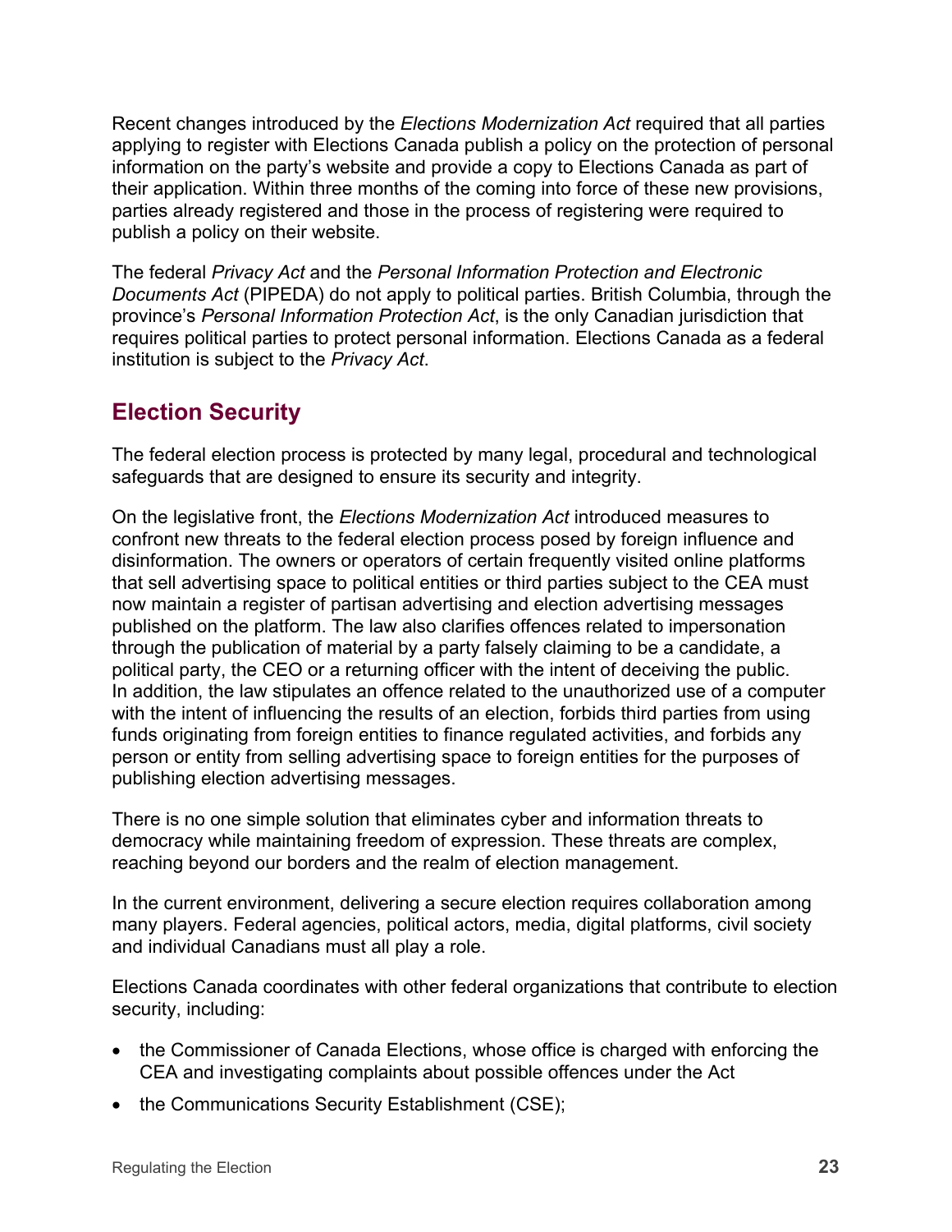Recent changes introduced by the *Elections Modernization Act* required that all parties applying to register with Elections Canada publish a policy on the protection of personal information on the party's website and provide a copy to Elections Canada as part of their application. Within three months of the coming into force of these new provisions, parties already registered and those in the process of registering were required to publish a policy on their website.

The federal *Privacy Act* and the *Personal Information Protection and Electronic Documents Act* (PIPEDA) do not apply to political parties. British Columbia, through the province's *Personal Information Protection Act*, is the only Canadian jurisdiction that requires political parties to protect personal information. Elections Canada as a federal institution is subject to the *Privacy Act*.

## Election Security

The federal election process is protected by many legal, procedural and technological safeguards that are designed to ensure its security and integrity.

On the legislative front, the *Elections Modernization Act* introduced measures to confront new threats to the federal election process posed by foreign influence and disinformation. The owners or operators of certain frequently visited online platforms that sell advertising space to political entities or third parties subject to the CEA must now maintain a register of partisan advertising and election advertising messages published on the platform. The law also clarifies offences related to impersonation through the publication of material by a party falsely claiming to be a candidate, a political party, the CEO or a returning officer with the intent of deceiving the public. In addition, the law stipulates an offence related to the unauthorized use of a computer with the intent of influencing the results of an election, forbids third parties from using funds originating from foreign entities to finance regulated activities, and forbids any person or entity from selling advertising space to foreign entities for the purposes of publishing election advertising messages.

There is no one simple solution that eliminates cyber and information threats to democracy while maintaining freedom of expression. These threats are complex, reaching beyond our borders and the realm of election management.

In the current environment, delivering a secure election requires collaboration among many players. Federal agencies, political actors, media, digital platforms, civil society and individual Canadians must all play a role.

Elections Canada coordinates with other federal organizations that contribute to election security, including:

- the Commissioner of Canada Elections, whose office is charged with enforcing the CEA and investigating complaints about possible offences under the Act
- the Communications Security Establishment (CSE);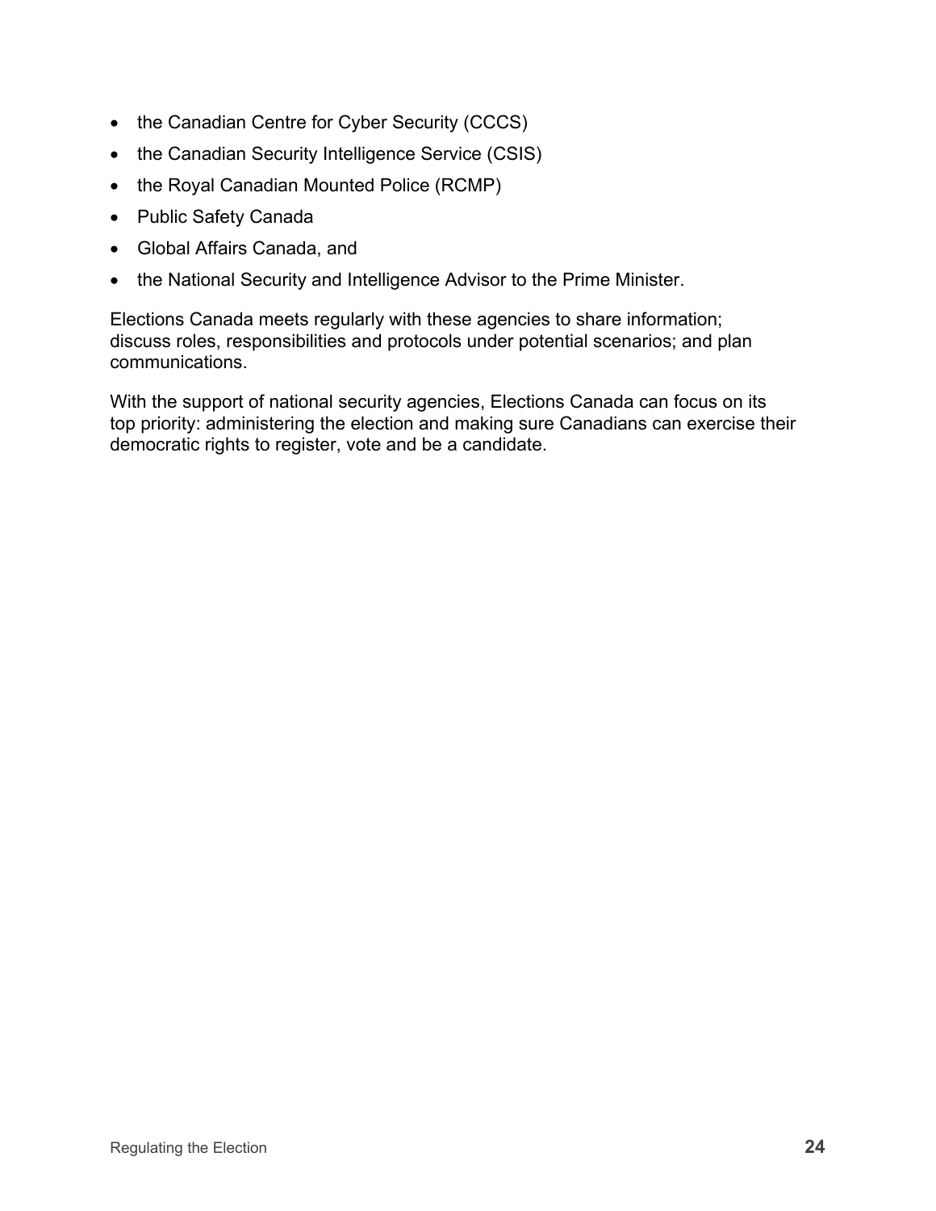- the Canadian Centre for Cyber Security (CCCS)
- the Canadian Security Intelligence Service (CSIS)
- the Royal Canadian Mounted Police (RCMP)
- Public Safety Canada
- Global Affairs Canada, and
- the National Security and Intelligence Advisor to the Prime Minister.

Elections Canada meets regularly with these agencies to share information; discuss roles, responsibilities and protocols under potential scenarios; and plan communications.

With the support of national security agencies, Elections Canada can focus on its top priority: administering the election and making sure Canadians can exercise their democratic rights to register, vote and be a candidate.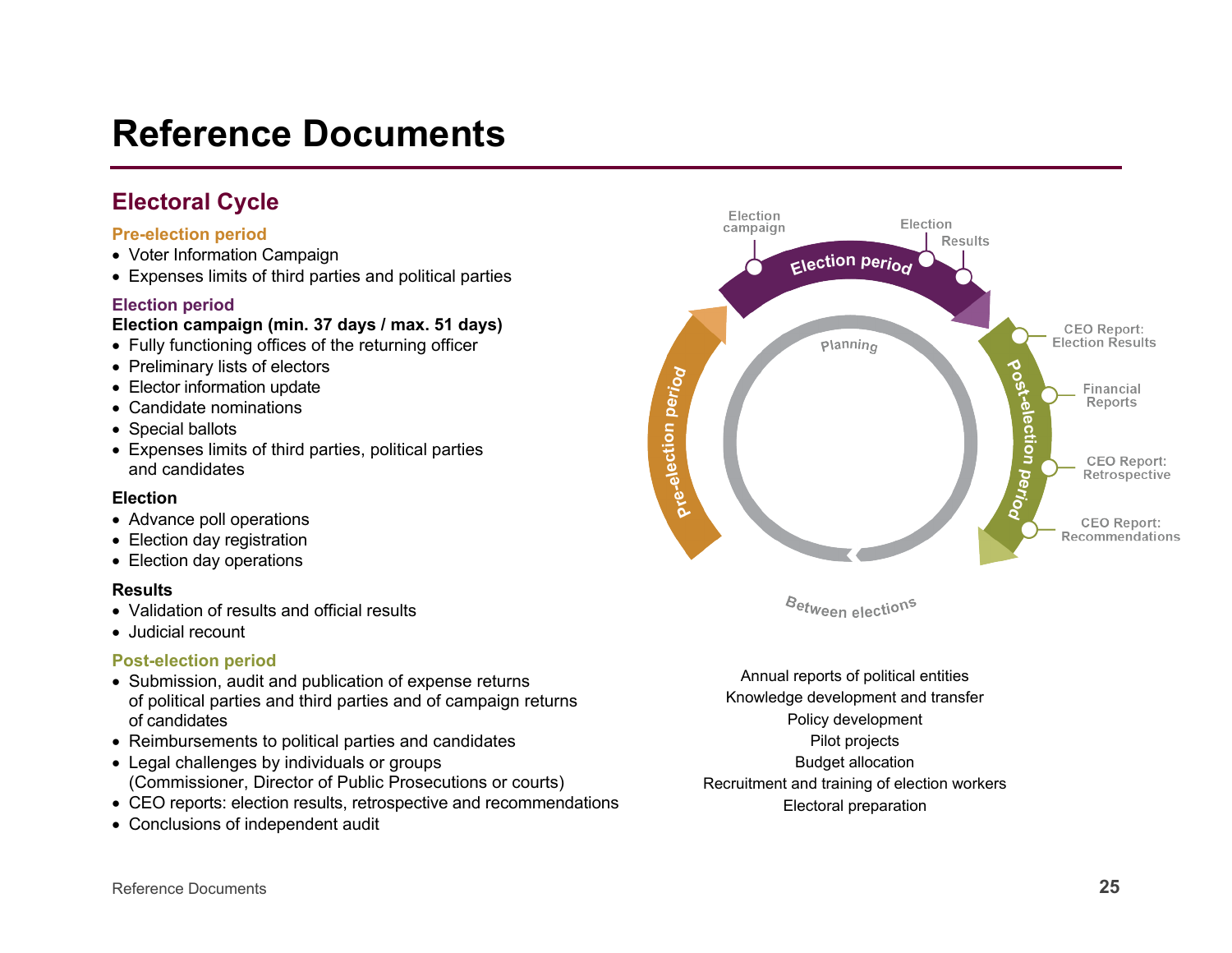# Reference Documents

## Electoral Cycle

### Pre-election period

- Voter Information Campaign
- Expenses limits of third parties and political parties

### Election period

**Election campaign (min. 37 days / max. 51 days)**

- Fully functioning offices of the returning officer
- Preliminary lists of electors
- Elector information update
- Candidate nominations
- Special ballots
- Expenses limits of third parties, political parties and candidates

**Election**

- Advance poll operations
- Election day registration
- Election day operations

**Results**

- Validation of results and official results
- Judicial recount

### Post-election period

- Submission, audit and publication of expense returns of political parties and third parties and of campaign returns of candidates
- Reimbursements to political parties and candidates
- Legal challenges by individuals or groups (Commissioner, Director of Public Prosecutions or courts)
- CEO reports: election results, retrospective and recommendations
- Conclusions of independent audit

Election campaign
Election
Results
Election period
CEO Report: Election Results
Financial Reports
CEO Report: Retrospective
CEO Report: Recommendations
Post-election period
Pre-election period
Planning
Between elections

Annual reports of political entities
Knowledge development and transfer
Policy development
Pilot projects
Budget allocation
Recruitment and training of election workers
Electoral preparation